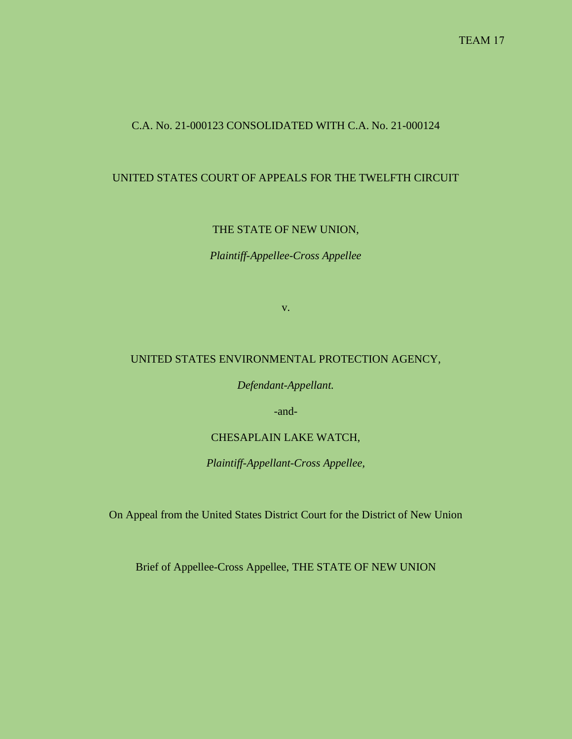TEAM 17

C.A. No. 21-000123 CONSOLIDATED WITH C.A. No. 21-000124

UNITED STATES COURT OF APPEALS FOR THE TWELFTH CIRCUIT

THE STATE OF NEW UNION,

*Plaintiff-Appellee-Cross Appellee*

v.

UNITED STATES ENVIRONMENTAL PROTECTION AGENCY,

*Defendant-Appellant.*

-and-

CHESAPLAIN LAKE WATCH,

*Plaintiff-Appellant-Cross Appellee,*

On Appeal from the United States District Court for the District of New Union

Brief of Appellee-Cross Appellee, THE STATE OF NEW UNION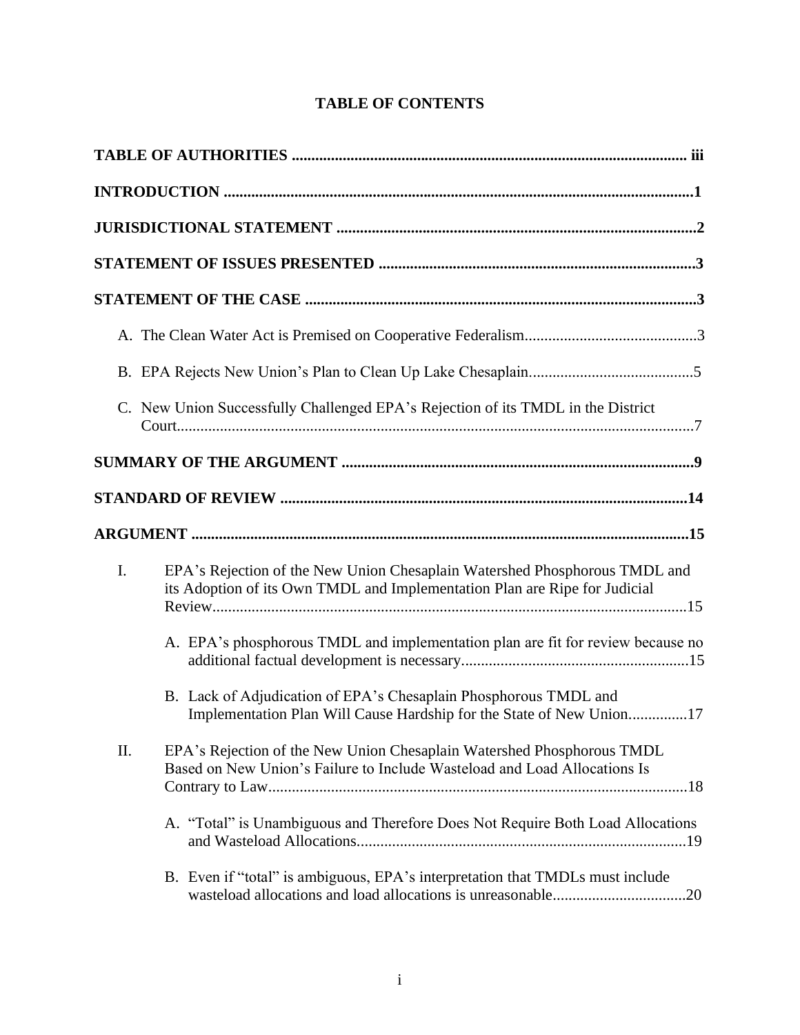# TABLE OF CONTENTS

**TABLE OF AUTHORITIES** ................................................................................................... iii

**INTRODUCTION** ......................................................................................................................1

**JURISDICTIONAL STATEMENT** ..........................................................................................2

**STATEMENT OF ISSUES PRESENTED** ...............................................................................3

**STATEMENT OF THE CASE** ..................................................................................................3

A. The Clean Water Act is Premised on Cooperative Federalism...........................................3

B. EPA Rejects New Union's Plan to Clean Up Lake Chesaplain..........................................5

C. New Union Successfully Challenged EPA's Rejection of its TMDL in the District Court..................................................................................................................................7

**SUMMARY OF THE ARGUMENT** .........................................................................................9

**STANDARD OF REVIEW** .......................................................................................................14

**ARGUMENT** .............................................................................................................................15

I. EPA's Rejection of the New Union Chesaplain Watershed Phosphorous TMDL and its Adoption of its Own TMDL and Implementation Plan are Ripe for Judicial Review........................................................................................................................15

A. EPA's phosphorous TMDL and implementation plan are fit for review because no additional factual development is necessary.........................................................15

B. Lack of Adjudication of EPA's Chesaplain Phosphorous TMDL and Implementation Plan Will Cause Hardship for the State of New Union...............17

II. EPA's Rejection of the New Union Chesaplain Watershed Phosphorous TMDL Based on New Union's Failure to Include Wasteload and Load Allocations Is Contrary to Law..........................................................................................................18

A. "Total" is Unambiguous and Therefore Does Not Require Both Load Allocations and Wasteload Allocations..................................................................................19

B. Even if "total" is ambiguous, EPA's interpretation that TMDLs must include wasteload allocations and load allocations is unreasonable.................................20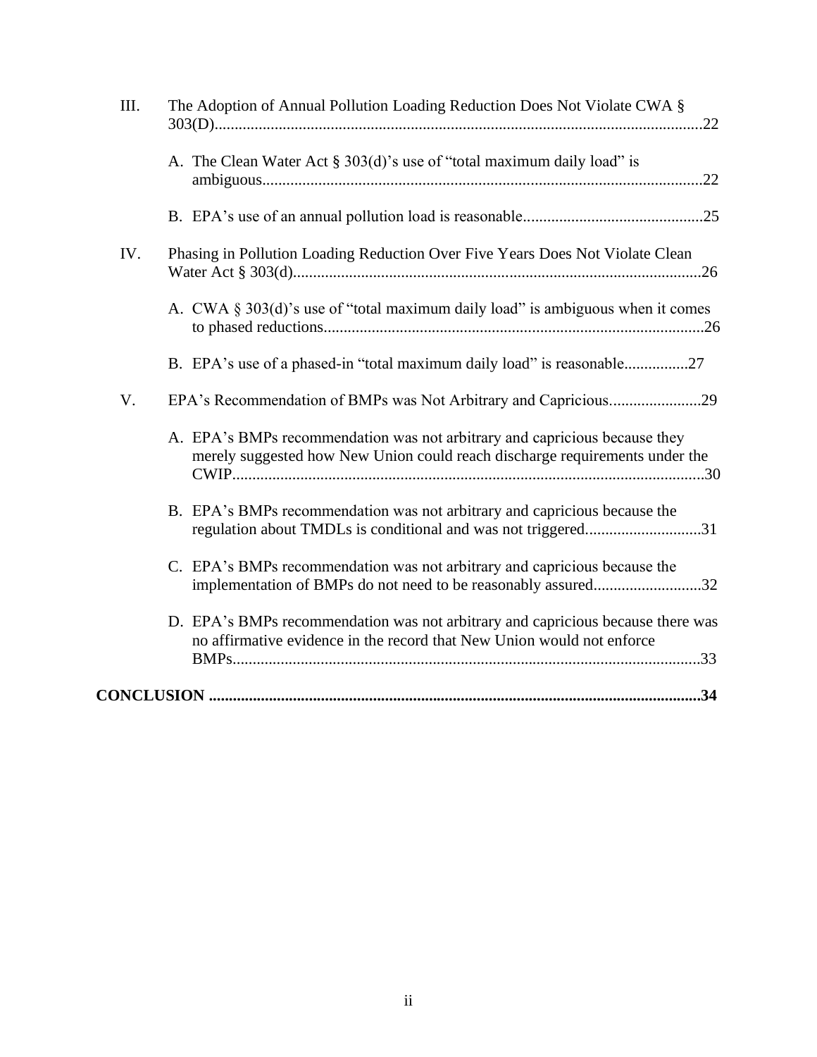III. The Adoption of Annual Pollution Loading Reduction Does Not Violate CWA § 303(D) ........ 22

- A. The Clean Water Act § 303(d)'s use of "total maximum daily load" is ambiguous ........ 22
- B. EPA's use of an annual pollution load is reasonable ........ 25

IV. Phasing in Pollution Loading Reduction Over Five Years Does Not Violate Clean Water Act § 303(d) ........ 26

- A. CWA § 303(d)'s use of "total maximum daily load" is ambiguous when it comes to phased reductions ........ 26
- B. EPA's use of a phased-in "total maximum daily load" is reasonable ........ 27

V. EPA's Recommendation of BMPs was Not Arbitrary and Capricious ........ 29

- A. EPA's BMPs recommendation was not arbitrary and capricious because they merely suggested how New Union could reach discharge requirements under the CWIP ........ 30
- B. EPA's BMPs recommendation was not arbitrary and capricious because the regulation about TMDLs is conditional and was not triggered ........ 31
- C. EPA's BMPs recommendation was not arbitrary and capricious because the implementation of BMPs do not need to be reasonably assured ........ 32
- D. EPA's BMPs recommendation was not arbitrary and capricious because there was no affirmative evidence in the record that New Union would not enforce BMPs ........ 33

**CONCLUSION ........ 34**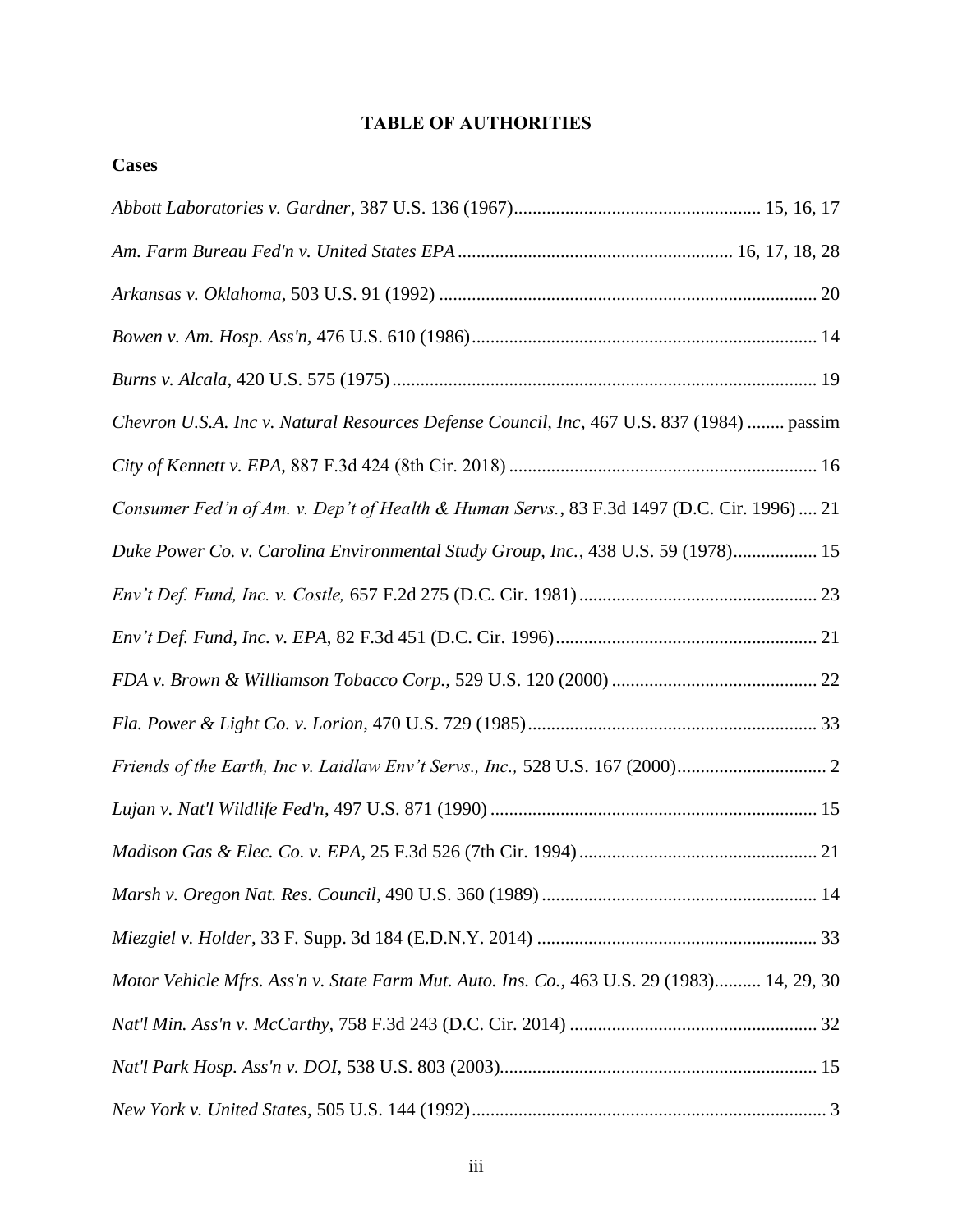## TABLE OF AUTHORITIES

### Cases

*Abbott Laboratories v. Gardner*, 387 U.S. 136 (1967).................................................... 15, 16, 17

*Am. Farm Bureau Fed'n v. United States EPA*.......................................................... 16, 17, 18, 28

*Arkansas v. Oklahoma*, 503 U.S. 91 (1992) ................................................................................ 20

*Bowen v. Am. Hosp. Ass'n*, 476 U.S. 610 (1986)......................................................................... 14

*Burns v. Alcala*, 420 U.S. 575 (1975).......................................................................................... 19

*Chevron U.S.A. Inc v. Natural Resources Defense Council, Inc*, 467 U.S. 837 (1984) ........ passim

*City of Kennett v. EPA*, 887 F.3d 424 (8th Cir. 2018) ................................................................. 16

*Consumer Fed'n of Am. v. Dep't of Health & Human Servs.*, 83 F.3d 1497 (D.C. Cir. 1996) .... 21

*Duke Power Co. v. Carolina Environmental Study Group, Inc.*, 438 U.S. 59 (1978)................. 15

*Env't Def. Fund, Inc. v. Costle,* 657 F.2d 275 (D.C. Cir. 1981).................................................. 23

*Env't Def. Fund, Inc. v. EPA*, 82 F.3d 451 (D.C. Cir. 1996)........................................................ 21

*FDA v. Brown & Williamson Tobacco Corp.*, 529 U.S. 120 (2000) ........................................... 22

*Fla. Power & Light Co. v. Lorion*, 470 U.S. 729 (1985)............................................................. 33

*Friends of the Earth, Inc v. Laidlaw Env't Servs., Inc.,* 528 U.S. 167 (2000)................................ 2

*Lujan v. Nat'l Wildlife Fed'n*, 497 U.S. 871 (1990) ..................................................................... 15

*Madison Gas & Elec. Co. v. EPA*, 25 F.3d 526 (7th Cir. 1994).................................................. 21

*Marsh v. Oregon Nat. Res. Council*, 490 U.S. 360 (1989) .......................................................... 14

*Miezgiel v. Holder*, 33 F. Supp. 3d 184 (E.D.N.Y. 2014) ........................................................... 33

*Motor Vehicle Mfrs. Ass'n v. State Farm Mut. Auto. Ins. Co.*, 463 U.S. 29 (1983).......... 14, 29, 30

*Nat'l Min. Ass'n v. McCarthy,* 758 F.3d 243 (D.C. Cir. 2014) .................................................... 32

*Nat'l Park Hosp. Ass'n v. DOI*, 538 U.S. 803 (2003)................................................................... 15

*New York v. United States*, 505 U.S. 144 (1992)........................................................................... 3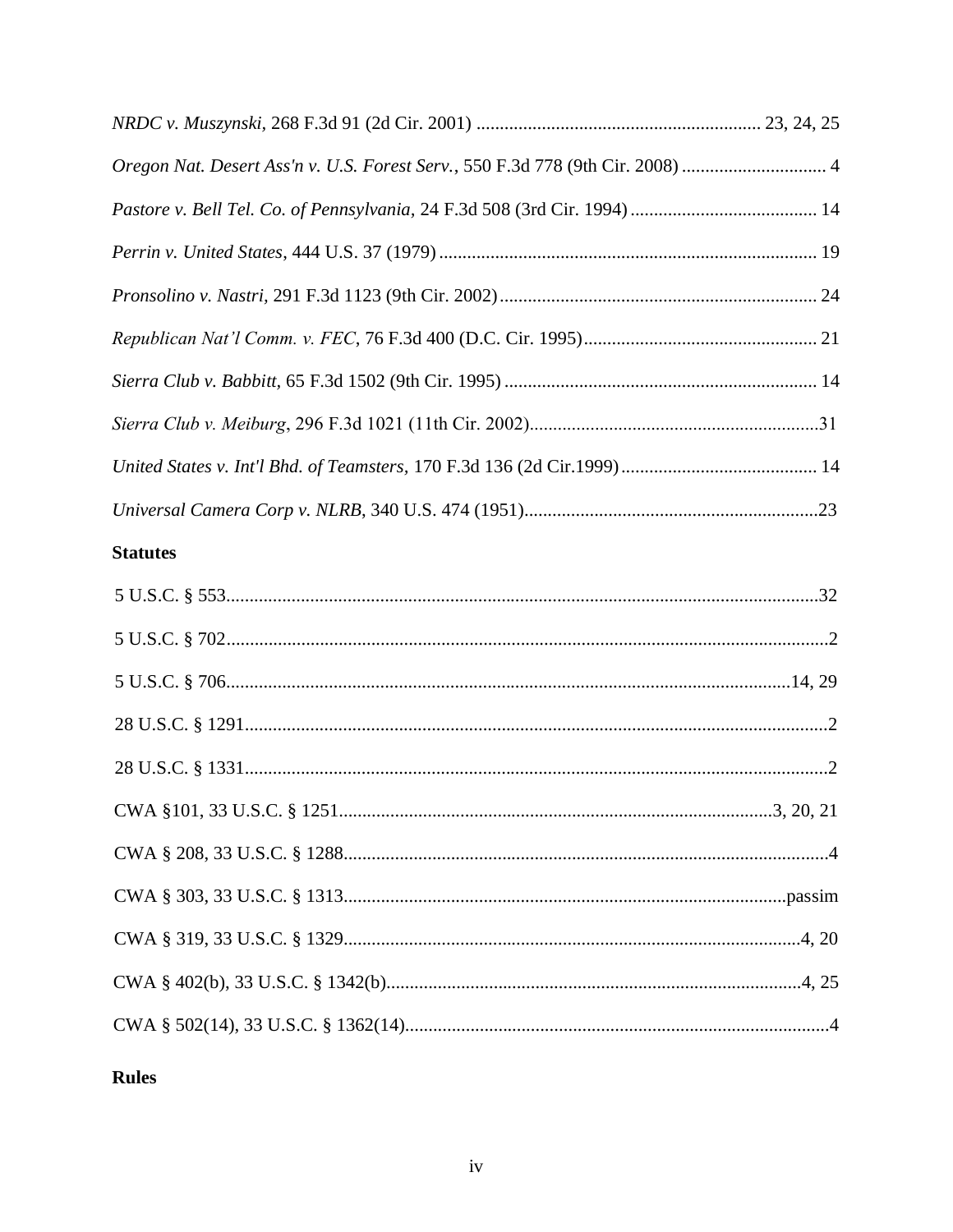*NRDC v. Muszynski*, 268 F.3d 91 (2d Cir. 2001) ............................................................ 23, 24, 25

*Oregon Nat. Desert Ass'n v. U.S. Forest Serv.*, 550 F.3d 778 (9th Cir. 2008) ............................... 4

*Pastore v. Bell Tel. Co. of Pennsylvania*, 24 F.3d 508 (3rd Cir. 1994) ........................................ 14

*Perrin v. United States*, 444 U.S. 37 (1979) ................................................................................ 19

*Pronsolino v. Nastri*, 291 F.3d 1123 (9th Cir. 2002) .................................................................... 24

*Republican Nat'l Comm. v. FEC*, 76 F.3d 400 (D.C. Cir. 1995) .................................................. 21

*Sierra Club v. Babbitt*, 65 F.3d 1502 (9th Cir. 1995) .................................................................. 14

*Sierra Club v. Meiburg*, 296 F.3d 1021 (11th Cir. 2002)..............................................................31

*United States v. Int'l Bhd. of Teamsters*, 170 F.3d 136 (2d Cir.1999) .......................................... 14

*Universal Camera Corp v. NLRB*, 340 U.S. 474 (1951)...............................................................23

**Statutes**

5 U.S.C. § 553..............................................................................................................................32

5 U.S.C. § 702................................................................................................................................2

5 U.S.C. § 706........................................................................................................................14, 29

28 U.S.C. § 1291............................................................................................................................2

28 U.S.C. § 1331............................................................................................................................2

CWA §101, 33 U.S.C. § 1251.............................................................................................3, 20, 21

CWA § 208, 33 U.S.C. § 1288........................................................................................................4

CWA § 303, 33 U.S.C. § 1313..............................................................................................passim

CWA § 319, 33 U.S.C. § 1329..................................................................................................4, 20

CWA § 402(b), 33 U.S.C. § 1342(b).........................................................................................4, 25

CWA § 502(14), 33 U.S.C. § 1362(14)...........................................................................................4

**Rules**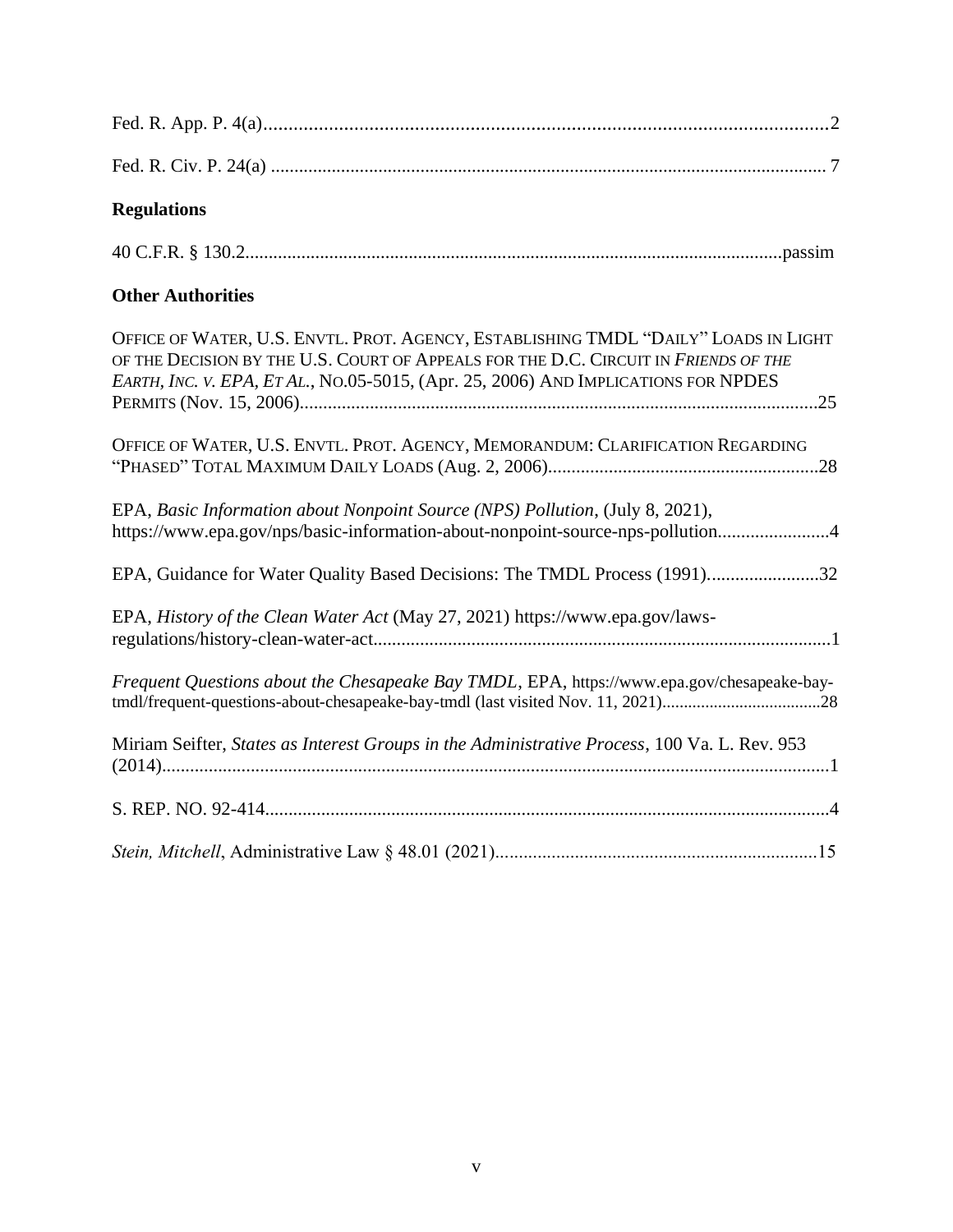Fed. R. App. P. 4(a)...................................................................................................................2

Fed. R. Civ. P. 24(a) ..................................................................................................................... 7

**Regulations**

40 C.F.R. § 130.2.................................................................................................................passim

**Other Authorities**

OFFICE OF WATER, U.S. ENVTL. PROT. AGENCY, ESTABLISHING TMDL "DAILY" LOADS IN LIGHT OF THE DECISION BY THE U.S. COURT OF APPEALS FOR THE D.C. CIRCUIT IN *FRIENDS OF THE EARTH, INC. V. EPA, ET AL.*, NO.05-5015, (Apr. 25, 2006) AND IMPLICATIONS FOR NPDES PERMITS (Nov. 15, 2006)..............................................................................................................25

OFFICE OF WATER, U.S. ENVTL. PROT. AGENCY, MEMORANDUM: CLARIFICATION REGARDING "PHASED" TOTAL MAXIMUM DAILY LOADS (Aug. 2, 2006)...........................................................28

EPA, *Basic Information about Nonpoint Source (NPS) Pollution*, (July 8, 2021), https://www.epa.gov/nps/basic-information-about-nonpoint-source-nps-pollution........................4

EPA, Guidance for Water Quality Based Decisions: The TMDL Process (1991)........................32

EPA, *History of the Clean Water Act* (May 27, 2021) https://www.epa.gov/laws-regulations/history-clean-water-act...................................................................................................1

*Frequent Questions about the Chesapeake Bay TMDL*, EPA, https://www.epa.gov/chesapeake-bay-tmdl/frequent-questions-about-chesapeake-bay-tmdl (last visited Nov. 11, 2021)....................................28

Miriam Seifter, *States as Interest Groups in the Administrative Process*, 100 Va. L. Rev. 953 (2014)................................................................................................................................................1

S. REP. NO. 92-414.........................................................................................................................4

*Stein, Mitchell*, Administrative Law § 48.01 (2021)....................................................................15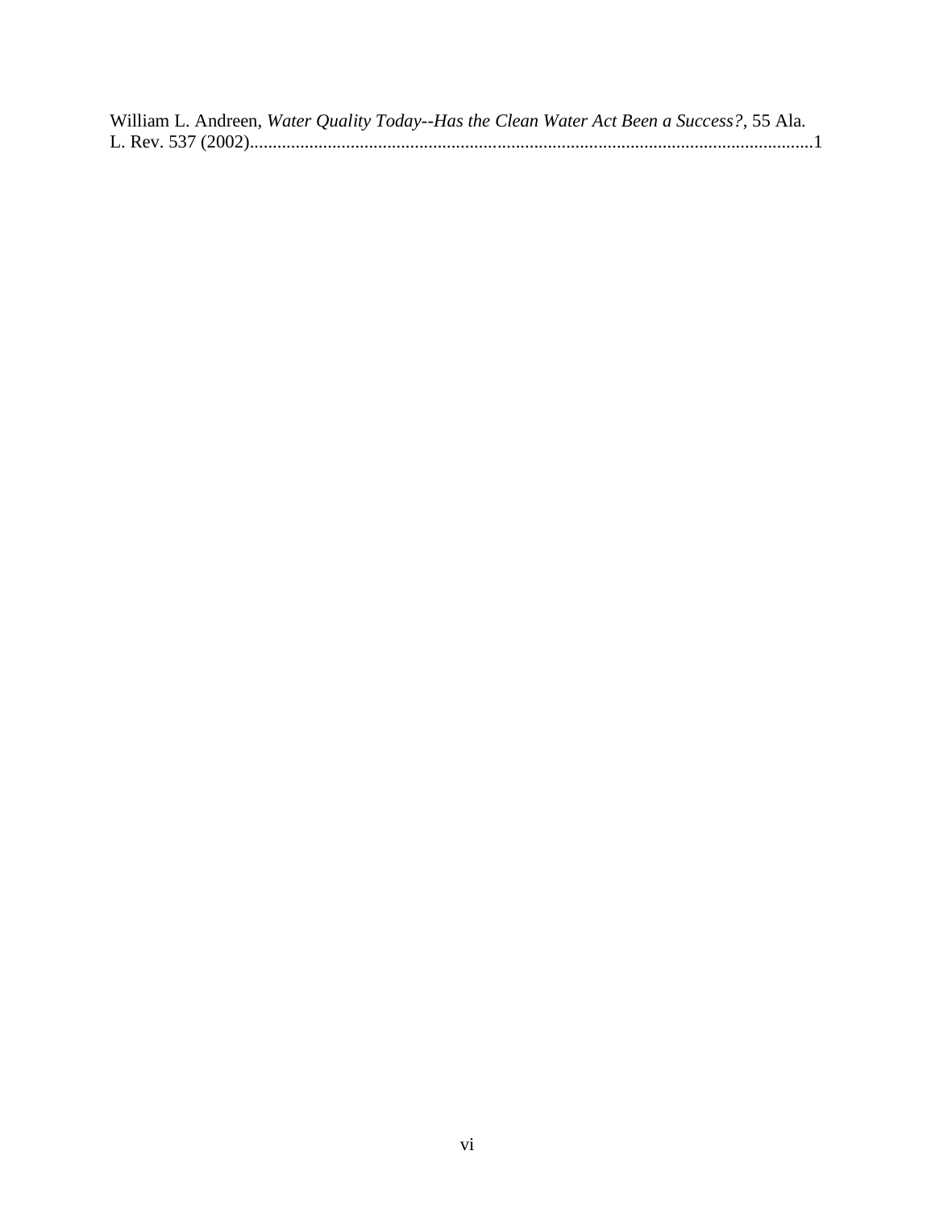William L. Andreen, *Water Quality Today--Has the Clean Water Act Been a Success?*, 55 Ala. L. Rev. 537 (2002)..........................................................................................................................1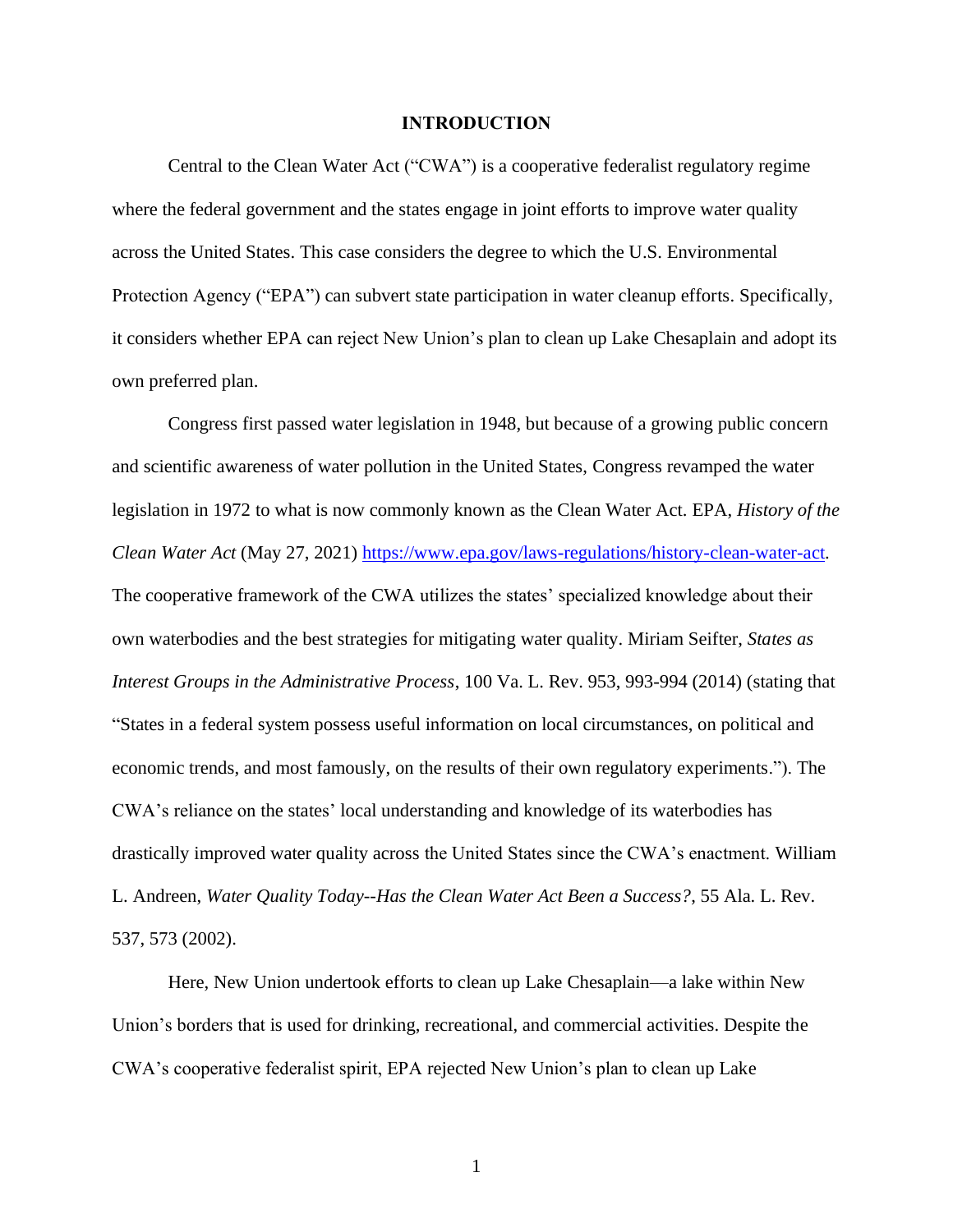# INTRODUCTION

Central to the Clean Water Act ("CWA") is a cooperative federalist regulatory regime where the federal government and the states engage in joint efforts to improve water quality across the United States. This case considers the degree to which the U.S. Environmental Protection Agency ("EPA") can subvert state participation in water cleanup efforts. Specifically, it considers whether EPA can reject New Union's plan to clean up Lake Chesaplain and adopt its own preferred plan.

Congress first passed water legislation in 1948, but because of a growing public concern and scientific awareness of water pollution in the United States, Congress revamped the water legislation in 1972 to what is now commonly known as the Clean Water Act. EPA, *History of the Clean Water Act* (May 27, 2021) https://www.epa.gov/laws-regulations/history-clean-water-act. The cooperative framework of the CWA utilizes the states' specialized knowledge about their own waterbodies and the best strategies for mitigating water quality. Miriam Seifter, *States as Interest Groups in the Administrative Process*, 100 Va. L. Rev. 953, 993-994 (2014) (stating that "States in a federal system possess useful information on local circumstances, on political and economic trends, and most famously, on the results of their own regulatory experiments."). The CWA's reliance on the states' local understanding and knowledge of its waterbodies has drastically improved water quality across the United States since the CWA's enactment. William L. Andreen, *Water Quality Today--Has the Clean Water Act Been a Success?*, 55 Ala. L. Rev. 537, 573 (2002).

Here, New Union undertook efforts to clean up Lake Chesaplain—a lake within New Union's borders that is used for drinking, recreational, and commercial activities. Despite the CWA's cooperative federalist spirit, EPA rejected New Union's plan to clean up Lake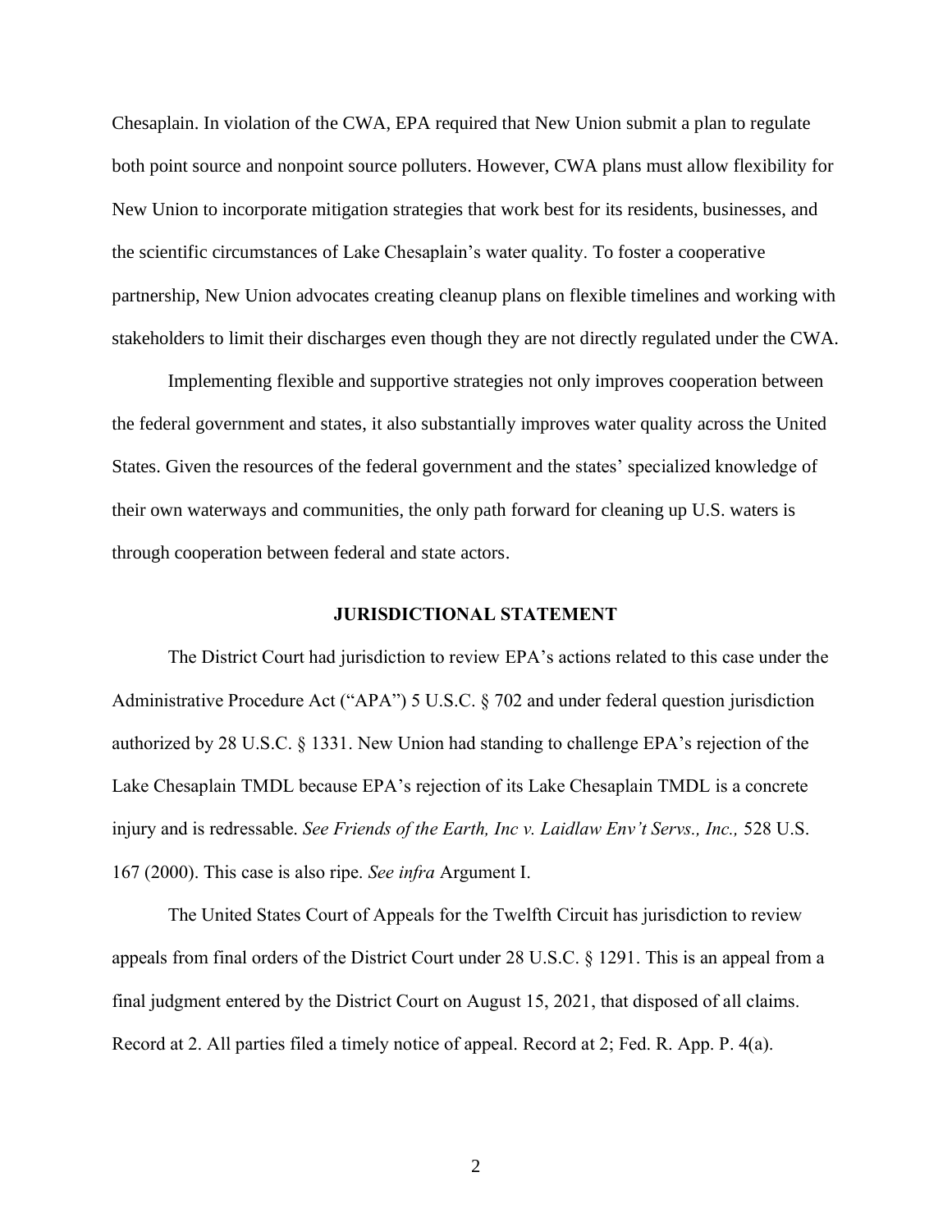Chesaplain. In violation of the CWA, EPA required that New Union submit a plan to regulate both point source and nonpoint source polluters. However, CWA plans must allow flexibility for New Union to incorporate mitigation strategies that work best for its residents, businesses, and the scientific circumstances of Lake Chesaplain's water quality. To foster a cooperative partnership, New Union advocates creating cleanup plans on flexible timelines and working with stakeholders to limit their discharges even though they are not directly regulated under the CWA.

Implementing flexible and supportive strategies not only improves cooperation between the federal government and states, it also substantially improves water quality across the United States. Given the resources of the federal government and the states' specialized knowledge of their own waterways and communities, the only path forward for cleaning up U.S. waters is through cooperation between federal and state actors.

**JURISDICTIONAL STATEMENT**

The District Court had jurisdiction to review EPA's actions related to this case under the Administrative Procedure Act ("APA") 5 U.S.C. § 702 and under federal question jurisdiction authorized by 28 U.S.C. § 1331. New Union had standing to challenge EPA's rejection of the Lake Chesaplain TMDL because EPA's rejection of its Lake Chesaplain TMDL is a concrete injury and is redressable. *See Friends of the Earth, Inc v. Laidlaw Env't Servs., Inc.,* 528 U.S. 167 (2000). This case is also ripe. *See infra* Argument I.

The United States Court of Appeals for the Twelfth Circuit has jurisdiction to review appeals from final orders of the District Court under 28 U.S.C. § 1291. This is an appeal from a final judgment entered by the District Court on August 15, 2021, that disposed of all claims. Record at 2. All parties filed a timely notice of appeal. Record at 2; Fed. R. App. P. 4(a).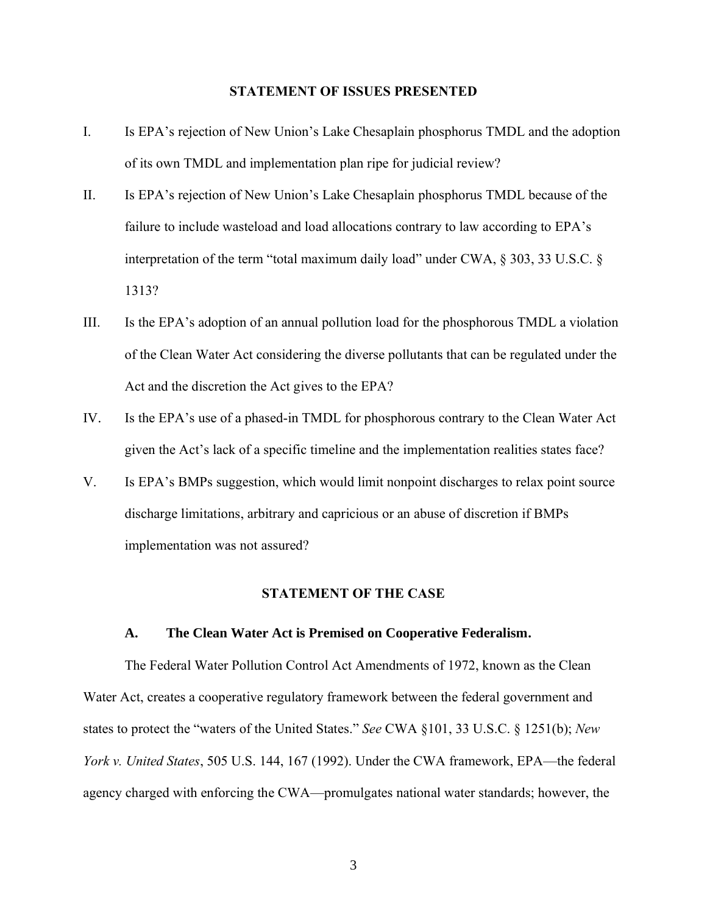## STATEMENT OF ISSUES PRESENTED

I. Is EPA's rejection of New Union's Lake Chesaplain phosphorus TMDL and the adoption of its own TMDL and implementation plan ripe for judicial review?

II. Is EPA's rejection of New Union's Lake Chesaplain phosphorus TMDL because of the failure to include wasteload and load allocations contrary to law according to EPA's interpretation of the term "total maximum daily load" under CWA, § 303, 33 U.S.C. § 1313?

III. Is the EPA's adoption of an annual pollution load for the phosphorous TMDL a violation of the Clean Water Act considering the diverse pollutants that can be regulated under the Act and the discretion the Act gives to the EPA?

IV. Is the EPA's use of a phased-in TMDL for phosphorous contrary to the Clean Water Act given the Act's lack of a specific timeline and the implementation realities states face?

V. Is EPA's BMPs suggestion, which would limit nonpoint discharges to relax point source discharge limitations, arbitrary and capricious or an abuse of discretion if BMPs implementation was not assured?

## STATEMENT OF THE CASE

### A. The Clean Water Act is Premised on Cooperative Federalism.

The Federal Water Pollution Control Act Amendments of 1972, known as the Clean Water Act, creates a cooperative regulatory framework between the federal government and states to protect the "waters of the United States." *See* CWA §101, 33 U.S.C. § 1251(b); *New York v. United States*, 505 U.S. 144, 167 (1992). Under the CWA framework, EPA—the federal agency charged with enforcing the CWA—promulgates national water standards; however, the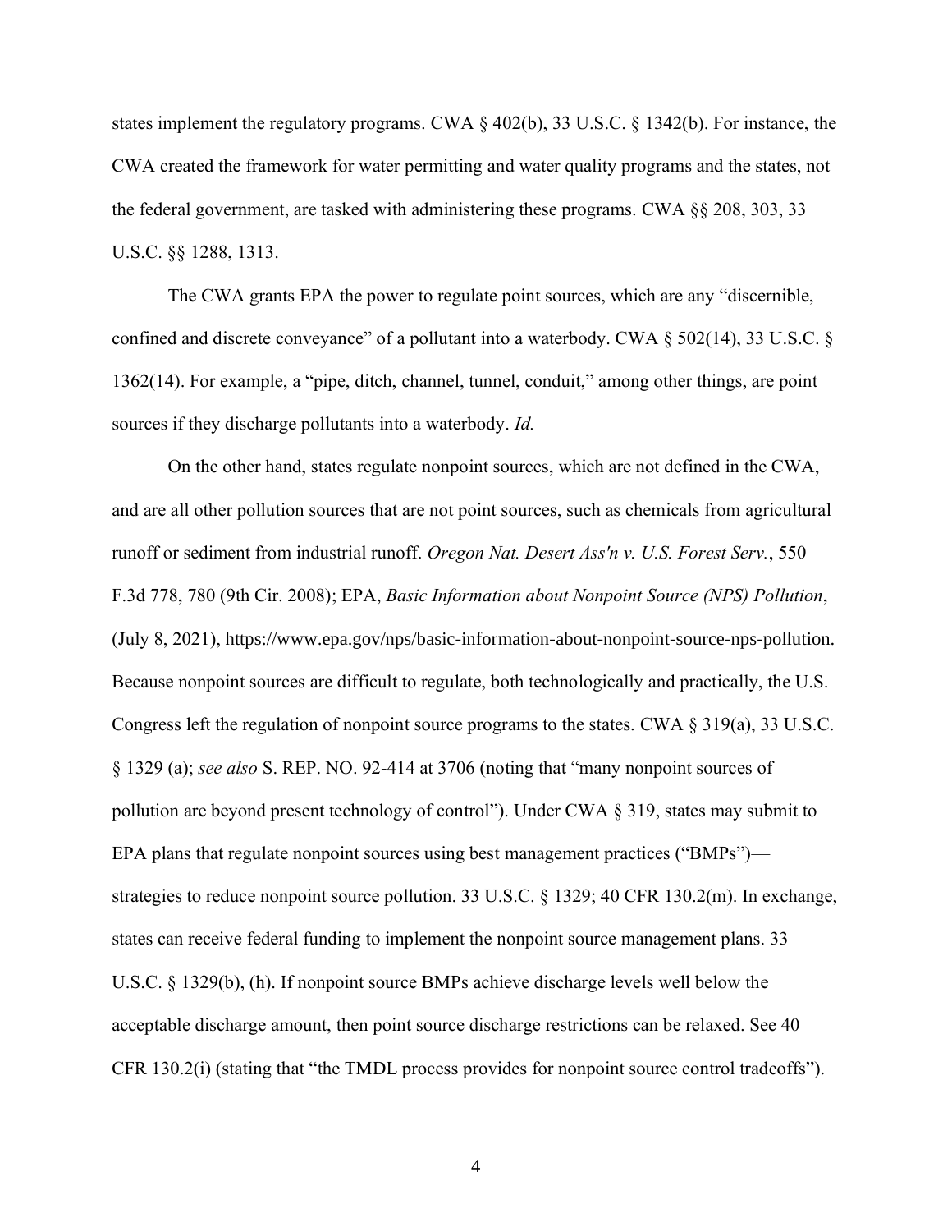states implement the regulatory programs. CWA § 402(b), 33 U.S.C. § 1342(b). For instance, the CWA created the framework for water permitting and water quality programs and the states, not the federal government, are tasked with administering these programs. CWA §§ 208, 303, 33 U.S.C. §§ 1288, 1313.

The CWA grants EPA the power to regulate point sources, which are any "discernible, confined and discrete conveyance" of a pollutant into a waterbody. CWA § 502(14), 33 U.S.C. § 1362(14). For example, a "pipe, ditch, channel, tunnel, conduit," among other things, are point sources if they discharge pollutants into a waterbody. *Id.*

On the other hand, states regulate nonpoint sources, which are not defined in the CWA, and are all other pollution sources that are not point sources, such as chemicals from agricultural runoff or sediment from industrial runoff. *Oregon Nat. Desert Ass'n v. U.S. Forest Serv.*, 550 F.3d 778, 780 (9th Cir. 2008); EPA, *Basic Information about Nonpoint Source (NPS) Pollution*, (July 8, 2021), https://www.epa.gov/nps/basic-information-about-nonpoint-source-nps-pollution. Because nonpoint sources are difficult to regulate, both technologically and practically, the U.S. Congress left the regulation of nonpoint source programs to the states. CWA § 319(a), 33 U.S.C. § 1329 (a); *see also* S. REP. NO. 92-414 at 3706 (noting that "many nonpoint sources of pollution are beyond present technology of control"). Under CWA § 319, states may submit to EPA plans that regulate nonpoint sources using best management practices ("BMPs")—strategies to reduce nonpoint source pollution. 33 U.S.C. § 1329; 40 CFR 130.2(m). In exchange, states can receive federal funding to implement the nonpoint source management plans. 33 U.S.C. § 1329(b), (h). If nonpoint source BMPs achieve discharge levels well below the acceptable discharge amount, then point source discharge restrictions can be relaxed. See 40 CFR 130.2(i) (stating that "the TMDL process provides for nonpoint source control tradeoffs").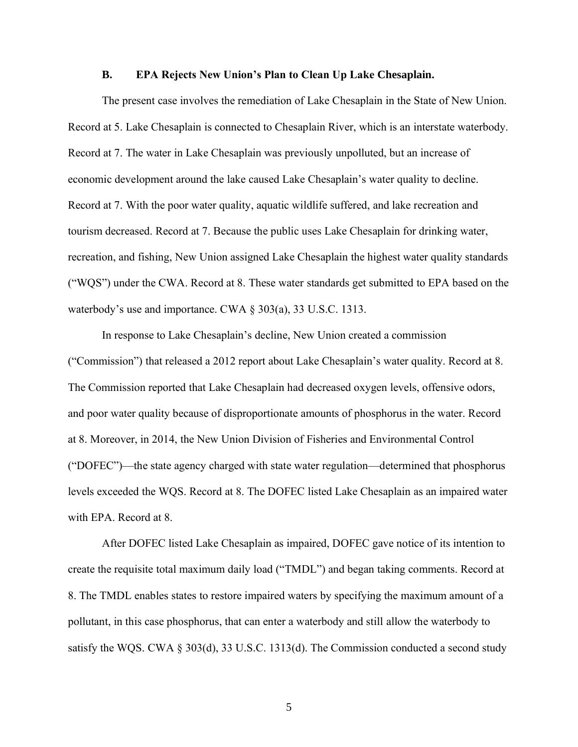### B. EPA Rejects New Union's Plan to Clean Up Lake Chesaplain.

The present case involves the remediation of Lake Chesaplain in the State of New Union. Record at 5. Lake Chesaplain is connected to Chesaplain River, which is an interstate waterbody. Record at 7. The water in Lake Chesaplain was previously unpolluted, but an increase of economic development around the lake caused Lake Chesaplain's water quality to decline. Record at 7. With the poor water quality, aquatic wildlife suffered, and lake recreation and tourism decreased. Record at 7. Because the public uses Lake Chesaplain for drinking water, recreation, and fishing, New Union assigned Lake Chesaplain the highest water quality standards ("WQS") under the CWA. Record at 8. These water standards get submitted to EPA based on the waterbody's use and importance. CWA § 303(a), 33 U.S.C. 1313.

In response to Lake Chesaplain's decline, New Union created a commission ("Commission") that released a 2012 report about Lake Chesaplain's water quality. Record at 8. The Commission reported that Lake Chesaplain had decreased oxygen levels, offensive odors, and poor water quality because of disproportionate amounts of phosphorus in the water. Record at 8. Moreover, in 2014, the New Union Division of Fisheries and Environmental Control ("DOFEC")—the state agency charged with state water regulation—determined that phosphorus levels exceeded the WQS. Record at 8. The DOFEC listed Lake Chesaplain as an impaired water with EPA. Record at 8.

After DOFEC listed Lake Chesaplain as impaired, DOFEC gave notice of its intention to create the requisite total maximum daily load ("TMDL") and began taking comments. Record at 8. The TMDL enables states to restore impaired waters by specifying the maximum amount of a pollutant, in this case phosphorus, that can enter a waterbody and still allow the waterbody to satisfy the WQS. CWA § 303(d), 33 U.S.C. 1313(d). The Commission conducted a second study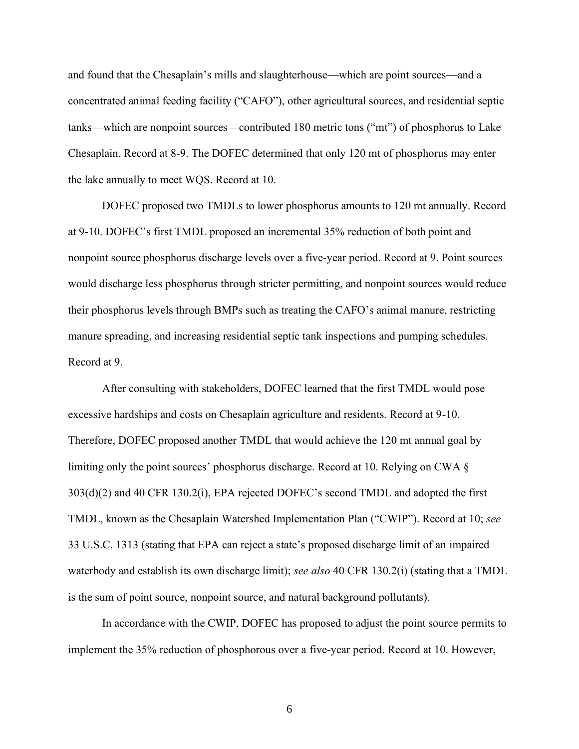and found that the Chesaplain's mills and slaughterhouse—which are point sources—and a concentrated animal feeding facility ("CAFO"), other agricultural sources, and residential septic tanks—which are nonpoint sources—contributed 180 metric tons ("mt") of phosphorus to Lake Chesaplain. Record at 8-9. The DOFEC determined that only 120 mt of phosphorus may enter the lake annually to meet WQS. Record at 10.

DOFEC proposed two TMDLs to lower phosphorus amounts to 120 mt annually. Record at 9-10. DOFEC's first TMDL proposed an incremental 35% reduction of both point and nonpoint source phosphorus discharge levels over a five-year period. Record at 9. Point sources would discharge less phosphorus through stricter permitting, and nonpoint sources would reduce their phosphorus levels through BMPs such as treating the CAFO's animal manure, restricting manure spreading, and increasing residential septic tank inspections and pumping schedules. Record at 9.

After consulting with stakeholders, DOFEC learned that the first TMDL would pose excessive hardships and costs on Chesaplain agriculture and residents. Record at 9-10. Therefore, DOFEC proposed another TMDL that would achieve the 120 mt annual goal by limiting only the point sources' phosphorus discharge. Record at 10. Relying on CWA § 303(d)(2) and 40 CFR 130.2(i), EPA rejected DOFEC's second TMDL and adopted the first TMDL, known as the Chesaplain Watershed Implementation Plan ("CWIP"). Record at 10; *see* 33 U.S.C. 1313 (stating that EPA can reject a state's proposed discharge limit of an impaired waterbody and establish its own discharge limit); *see also* 40 CFR 130.2(i) (stating that a TMDL is the sum of point source, nonpoint source, and natural background pollutants).

In accordance with the CWIP, DOFEC has proposed to adjust the point source permits to implement the 35% reduction of phosphorous over a five-year period. Record at 10. However,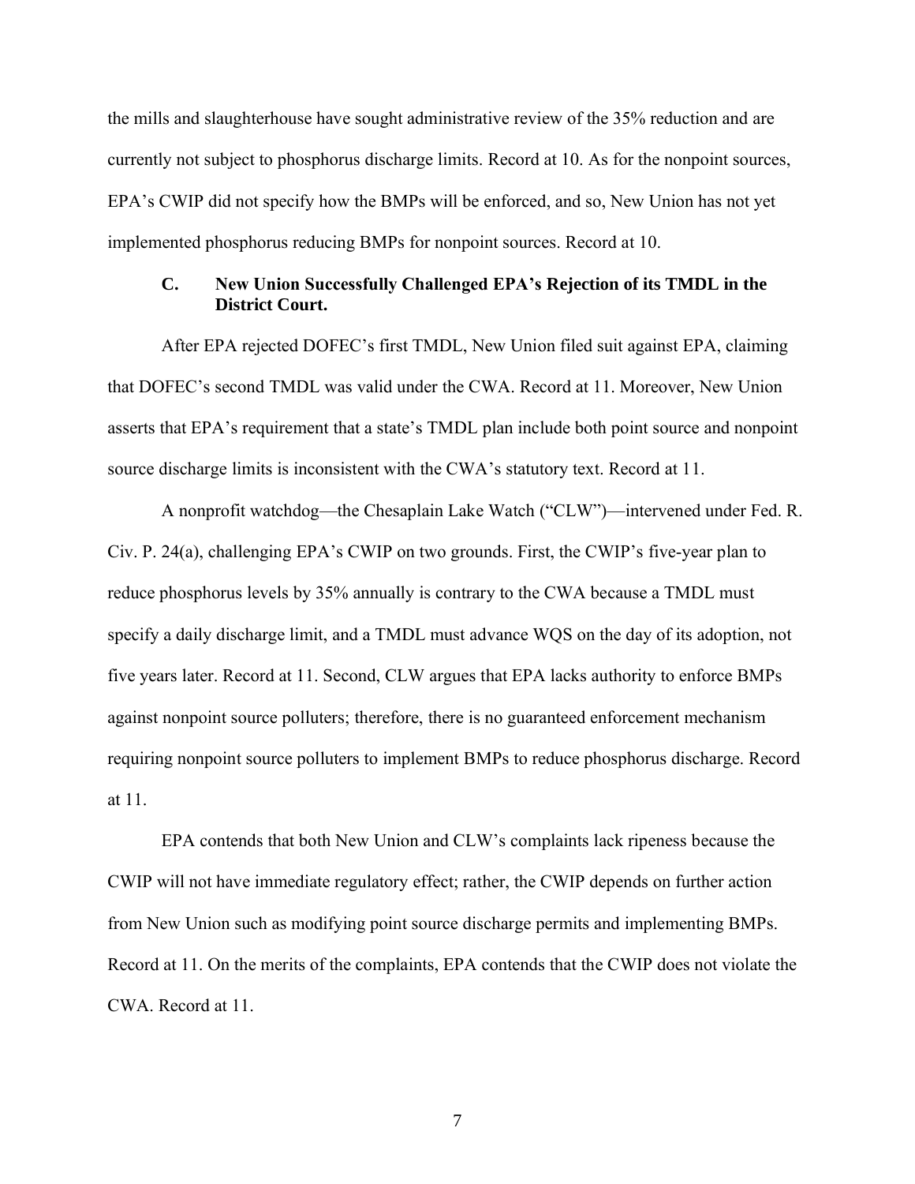the mills and slaughterhouse have sought administrative review of the 35% reduction and are currently not subject to phosphorus discharge limits. Record at 10. As for the nonpoint sources, EPA's CWIP did not specify how the BMPs will be enforced, and so, New Union has not yet implemented phosphorus reducing BMPs for nonpoint sources. Record at 10.

### C. New Union Successfully Challenged EPA's Rejection of its TMDL in the District Court.

After EPA rejected DOFEC's first TMDL, New Union filed suit against EPA, claiming that DOFEC's second TMDL was valid under the CWA. Record at 11. Moreover, New Union asserts that EPA's requirement that a state's TMDL plan include both point source and nonpoint source discharge limits is inconsistent with the CWA's statutory text. Record at 11.

A nonprofit watchdog—the Chesaplain Lake Watch ("CLW")—intervened under Fed. R. Civ. P. 24(a), challenging EPA's CWIP on two grounds. First, the CWIP's five-year plan to reduce phosphorus levels by 35% annually is contrary to the CWA because a TMDL must specify a daily discharge limit, and a TMDL must advance WQS on the day of its adoption, not five years later. Record at 11. Second, CLW argues that EPA lacks authority to enforce BMPs against nonpoint source polluters; therefore, there is no guaranteed enforcement mechanism requiring nonpoint source polluters to implement BMPs to reduce phosphorus discharge. Record at 11.

EPA contends that both New Union and CLW's complaints lack ripeness because the CWIP will not have immediate regulatory effect; rather, the CWIP depends on further action from New Union such as modifying point source discharge permits and implementing BMPs. Record at 11. On the merits of the complaints, EPA contends that the CWIP does not violate the CWA. Record at 11.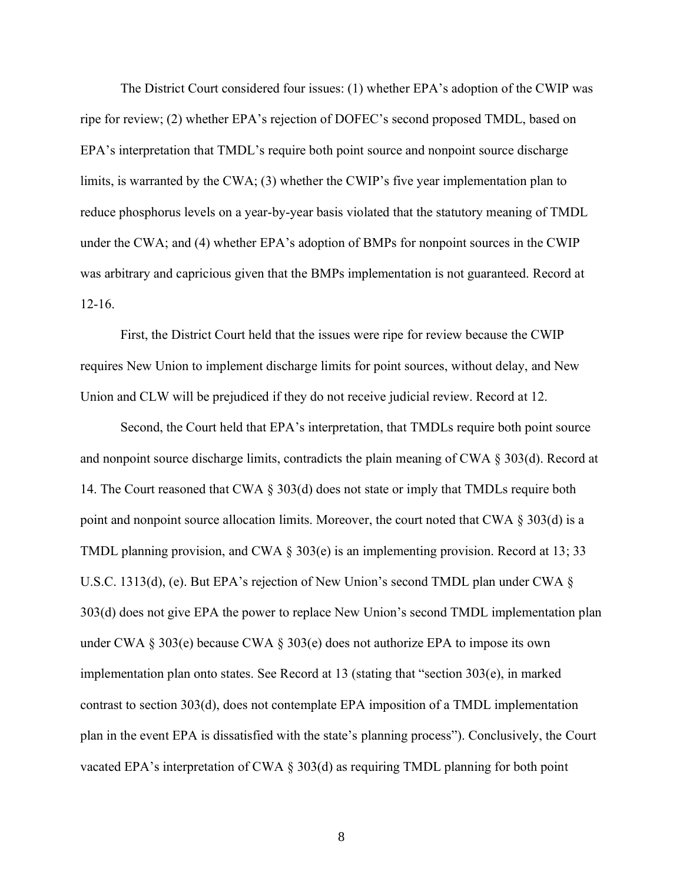The District Court considered four issues: (1) whether EPA's adoption of the CWIP was ripe for review; (2) whether EPA's rejection of DOFEC's second proposed TMDL, based on EPA's interpretation that TMDL's require both point source and nonpoint source discharge limits, is warranted by the CWA; (3) whether the CWIP's five year implementation plan to reduce phosphorus levels on a year-by-year basis violated that the statutory meaning of TMDL under the CWA; and (4) whether EPA's adoption of BMPs for nonpoint sources in the CWIP was arbitrary and capricious given that the BMPs implementation is not guaranteed. Record at 12-16.

First, the District Court held that the issues were ripe for review because the CWIP requires New Union to implement discharge limits for point sources, without delay, and New Union and CLW will be prejudiced if they do not receive judicial review. Record at 12.

Second, the Court held that EPA's interpretation, that TMDLs require both point source and nonpoint source discharge limits, contradicts the plain meaning of CWA § 303(d). Record at 14. The Court reasoned that CWA § 303(d) does not state or imply that TMDLs require both point and nonpoint source allocation limits. Moreover, the court noted that CWA § 303(d) is a TMDL planning provision, and CWA § 303(e) is an implementing provision. Record at 13; 33 U.S.C. 1313(d), (e). But EPA's rejection of New Union's second TMDL plan under CWA § 303(d) does not give EPA the power to replace New Union's second TMDL implementation plan under CWA § 303(e) because CWA § 303(e) does not authorize EPA to impose its own implementation plan onto states. See Record at 13 (stating that "section 303(e), in marked contrast to section 303(d), does not contemplate EPA imposition of a TMDL implementation plan in the event EPA is dissatisfied with the state's planning process"). Conclusively, the Court vacated EPA's interpretation of CWA § 303(d) as requiring TMDL planning for both point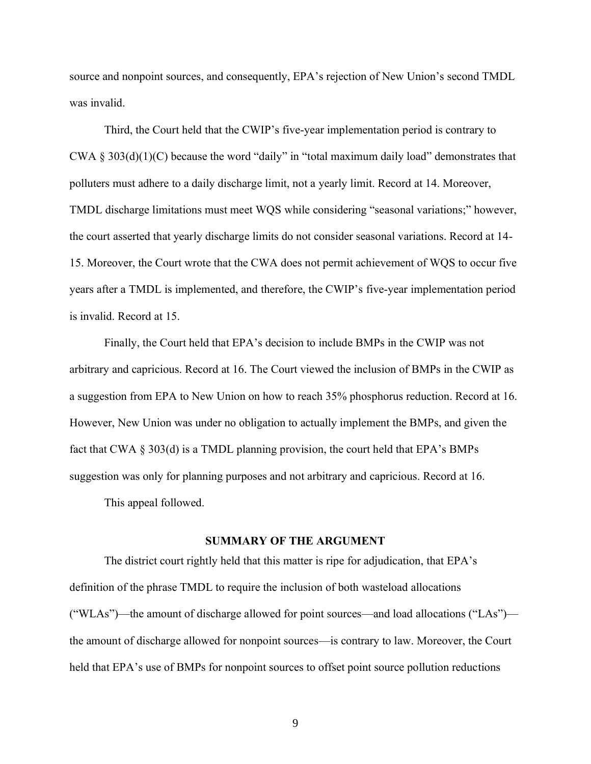source and nonpoint sources, and consequently, EPA's rejection of New Union's second TMDL was invalid.

Third, the Court held that the CWIP's five-year implementation period is contrary to CWA § 303(d)(1)(C) because the word "daily" in "total maximum daily load" demonstrates that polluters must adhere to a daily discharge limit, not a yearly limit. Record at 14. Moreover, TMDL discharge limitations must meet WQS while considering "seasonal variations;" however, the court asserted that yearly discharge limits do not consider seasonal variations. Record at 14-15. Moreover, the Court wrote that the CWA does not permit achievement of WQS to occur five years after a TMDL is implemented, and therefore, the CWIP's five-year implementation period is invalid. Record at 15.

Finally, the Court held that EPA's decision to include BMPs in the CWIP was not arbitrary and capricious. Record at 16. The Court viewed the inclusion of BMPs in the CWIP as a suggestion from EPA to New Union on how to reach 35% phosphorus reduction. Record at 16. However, New Union was under no obligation to actually implement the BMPs, and given the fact that CWA § 303(d) is a TMDL planning provision, the court held that EPA's BMPs suggestion was only for planning purposes and not arbitrary and capricious. Record at 16.

This appeal followed.

## SUMMARY OF THE ARGUMENT

The district court rightly held that this matter is ripe for adjudication, that EPA's definition of the phrase TMDL to require the inclusion of both wasteload allocations ("WLAs")—the amount of discharge allowed for point sources—and load allocations ("LAs")—the amount of discharge allowed for nonpoint sources—is contrary to law. Moreover, the Court held that EPA's use of BMPs for nonpoint sources to offset point source pollution reductions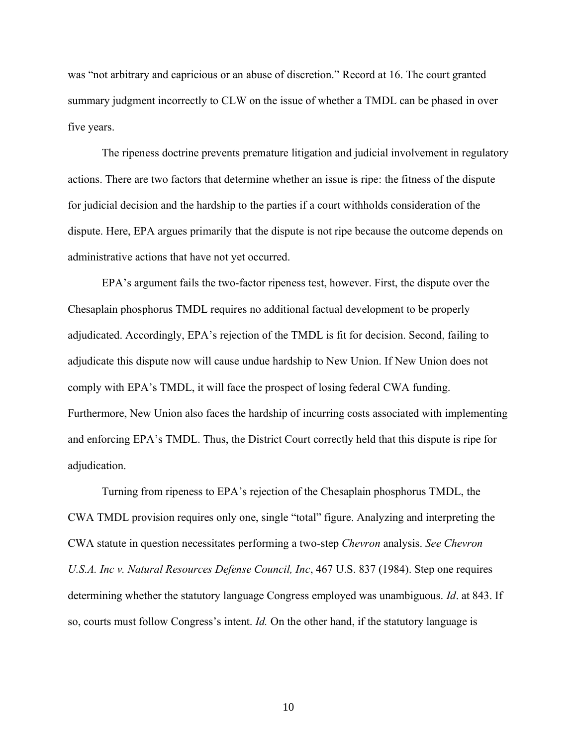was "not arbitrary and capricious or an abuse of discretion." Record at 16. The court granted summary judgment incorrectly to CLW on the issue of whether a TMDL can be phased in over five years.

The ripeness doctrine prevents premature litigation and judicial involvement in regulatory actions. There are two factors that determine whether an issue is ripe: the fitness of the dispute for judicial decision and the hardship to the parties if a court withholds consideration of the dispute. Here, EPA argues primarily that the dispute is not ripe because the outcome depends on administrative actions that have not yet occurred.

EPA's argument fails the two-factor ripeness test, however. First, the dispute over the Chesaplain phosphorus TMDL requires no additional factual development to be properly adjudicated. Accordingly, EPA's rejection of the TMDL is fit for decision. Second, failing to adjudicate this dispute now will cause undue hardship to New Union. If New Union does not comply with EPA's TMDL, it will face the prospect of losing federal CWA funding. Furthermore, New Union also faces the hardship of incurring costs associated with implementing and enforcing EPA's TMDL. Thus, the District Court correctly held that this dispute is ripe for adjudication.

Turning from ripeness to EPA's rejection of the Chesaplain phosphorus TMDL, the CWA TMDL provision requires only one, single "total" figure. Analyzing and interpreting the CWA statute in question necessitates performing a two-step *Chevron* analysis. *See Chevron U.S.A. Inc v. Natural Resources Defense Council, Inc*, 467 U.S. 837 (1984). Step one requires determining whether the statutory language Congress employed was unambiguous. *Id*. at 843. If so, courts must follow Congress's intent. *Id.* On the other hand, if the statutory language is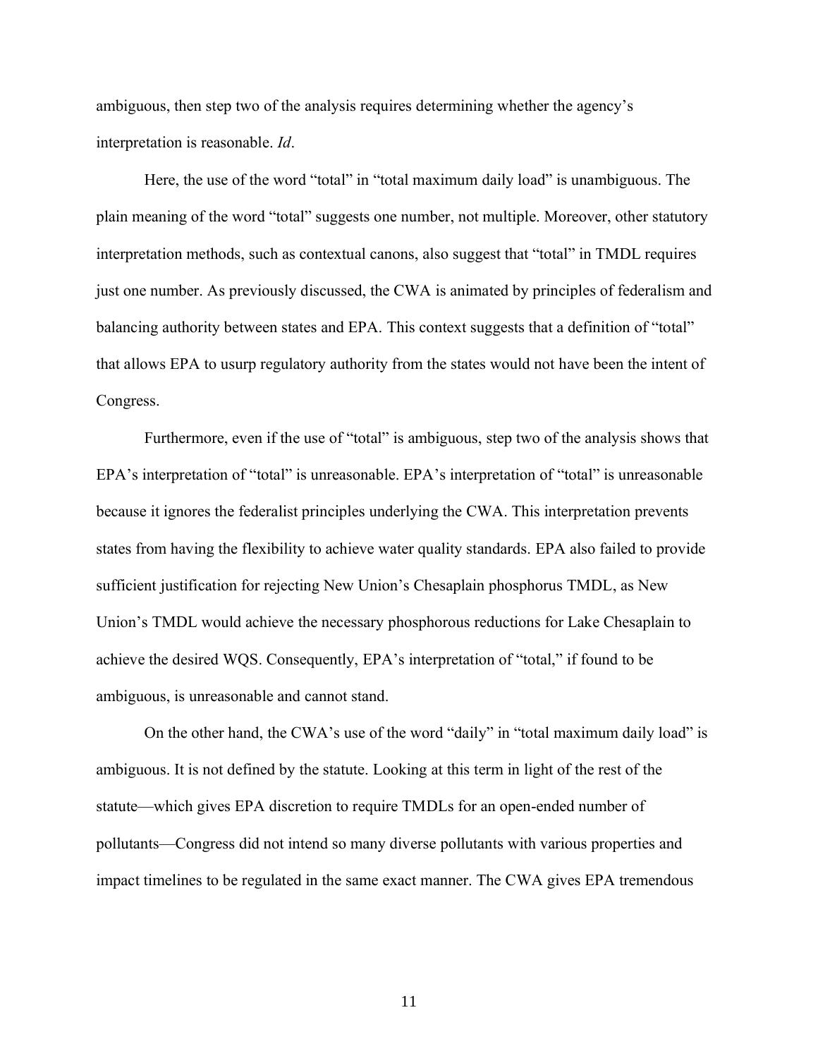ambiguous, then step two of the analysis requires determining whether the agency's interpretation is reasonable. *Id*.

Here, the use of the word "total" in "total maximum daily load" is unambiguous. The plain meaning of the word "total" suggests one number, not multiple. Moreover, other statutory interpretation methods, such as contextual canons, also suggest that "total" in TMDL requires just one number. As previously discussed, the CWA is animated by principles of federalism and balancing authority between states and EPA. This context suggests that a definition of "total" that allows EPA to usurp regulatory authority from the states would not have been the intent of Congress.

Furthermore, even if the use of "total" is ambiguous, step two of the analysis shows that EPA's interpretation of "total" is unreasonable. EPA's interpretation of "total" is unreasonable because it ignores the federalist principles underlying the CWA. This interpretation prevents states from having the flexibility to achieve water quality standards. EPA also failed to provide sufficient justification for rejecting New Union's Chesaplain phosphorus TMDL, as New Union's TMDL would achieve the necessary phosphorous reductions for Lake Chesaplain to achieve the desired WQS. Consequently, EPA's interpretation of "total," if found to be ambiguous, is unreasonable and cannot stand.

On the other hand, the CWA's use of the word "daily" in "total maximum daily load" is ambiguous. It is not defined by the statute. Looking at this term in light of the rest of the statute—which gives EPA discretion to require TMDLs for an open-ended number of pollutants—Congress did not intend so many diverse pollutants with various properties and impact timelines to be regulated in the same exact manner. The CWA gives EPA tremendous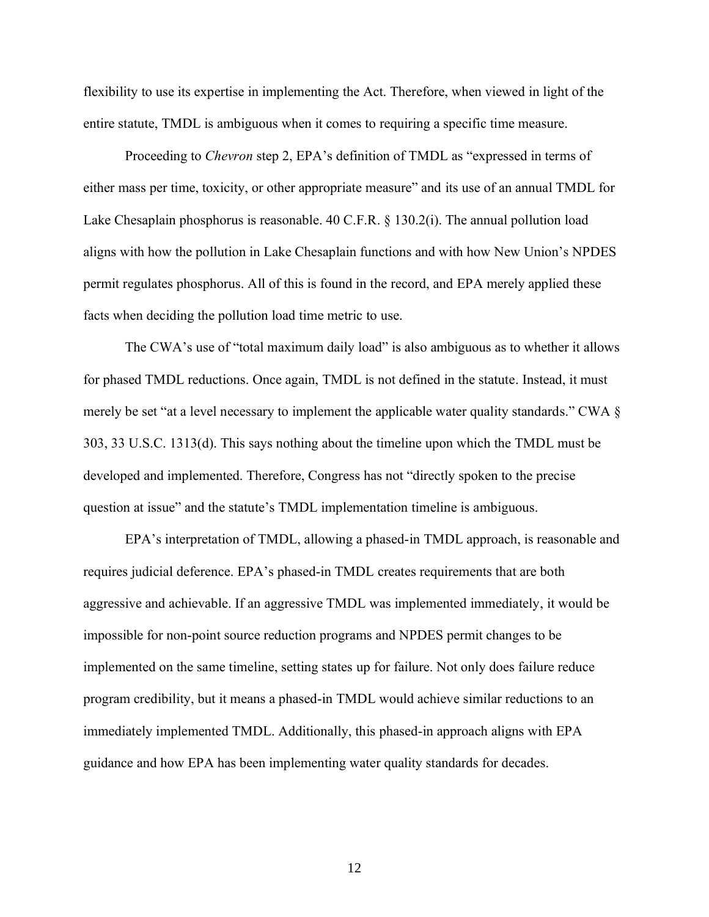flexibility to use its expertise in implementing the Act. Therefore, when viewed in light of the entire statute, TMDL is ambiguous when it comes to requiring a specific time measure.

Proceeding to *Chevron* step 2, EPA's definition of TMDL as "expressed in terms of either mass per time, toxicity, or other appropriate measure" and its use of an annual TMDL for Lake Chesaplain phosphorus is reasonable. 40 C.F.R. § 130.2(i). The annual pollution load aligns with how the pollution in Lake Chesaplain functions and with how New Union's NPDES permit regulates phosphorus. All of this is found in the record, and EPA merely applied these facts when deciding the pollution load time metric to use.

The CWA's use of "total maximum daily load" is also ambiguous as to whether it allows for phased TMDL reductions. Once again, TMDL is not defined in the statute. Instead, it must merely be set "at a level necessary to implement the applicable water quality standards." CWA § 303, 33 U.S.C. 1313(d). This says nothing about the timeline upon which the TMDL must be developed and implemented. Therefore, Congress has not "directly spoken to the precise question at issue" and the statute's TMDL implementation timeline is ambiguous.

EPA's interpretation of TMDL, allowing a phased-in TMDL approach, is reasonable and requires judicial deference. EPA's phased-in TMDL creates requirements that are both aggressive and achievable. If an aggressive TMDL was implemented immediately, it would be impossible for non-point source reduction programs and NPDES permit changes to be implemented on the same timeline, setting states up for failure. Not only does failure reduce program credibility, but it means a phased-in TMDL would achieve similar reductions to an immediately implemented TMDL. Additionally, this phased-in approach aligns with EPA guidance and how EPA has been implementing water quality standards for decades.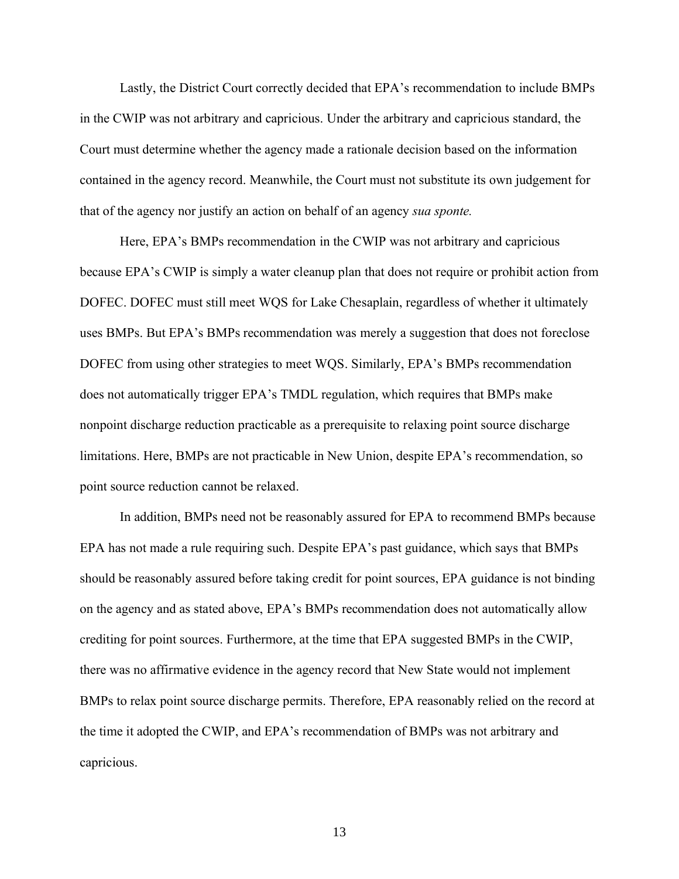Lastly, the District Court correctly decided that EPA's recommendation to include BMPs in the CWIP was not arbitrary and capricious. Under the arbitrary and capricious standard, the Court must determine whether the agency made a rationale decision based on the information contained in the agency record. Meanwhile, the Court must not substitute its own judgement for that of the agency nor justify an action on behalf of an agency *sua sponte.*

Here, EPA's BMPs recommendation in the CWIP was not arbitrary and capricious because EPA's CWIP is simply a water cleanup plan that does not require or prohibit action from DOFEC. DOFEC must still meet WQS for Lake Chesaplain, regardless of whether it ultimately uses BMPs. But EPA's BMPs recommendation was merely a suggestion that does not foreclose DOFEC from using other strategies to meet WQS. Similarly, EPA's BMPs recommendation does not automatically trigger EPA's TMDL regulation, which requires that BMPs make nonpoint discharge reduction practicable as a prerequisite to relaxing point source discharge limitations. Here, BMPs are not practicable in New Union, despite EPA's recommendation, so point source reduction cannot be relaxed.

In addition, BMPs need not be reasonably assured for EPA to recommend BMPs because EPA has not made a rule requiring such. Despite EPA's past guidance, which says that BMPs should be reasonably assured before taking credit for point sources, EPA guidance is not binding on the agency and as stated above, EPA's BMPs recommendation does not automatically allow crediting for point sources. Furthermore, at the time that EPA suggested BMPs in the CWIP, there was no affirmative evidence in the agency record that New State would not implement BMPs to relax point source discharge permits. Therefore, EPA reasonably relied on the record at the time it adopted the CWIP, and EPA's recommendation of BMPs was not arbitrary and capricious.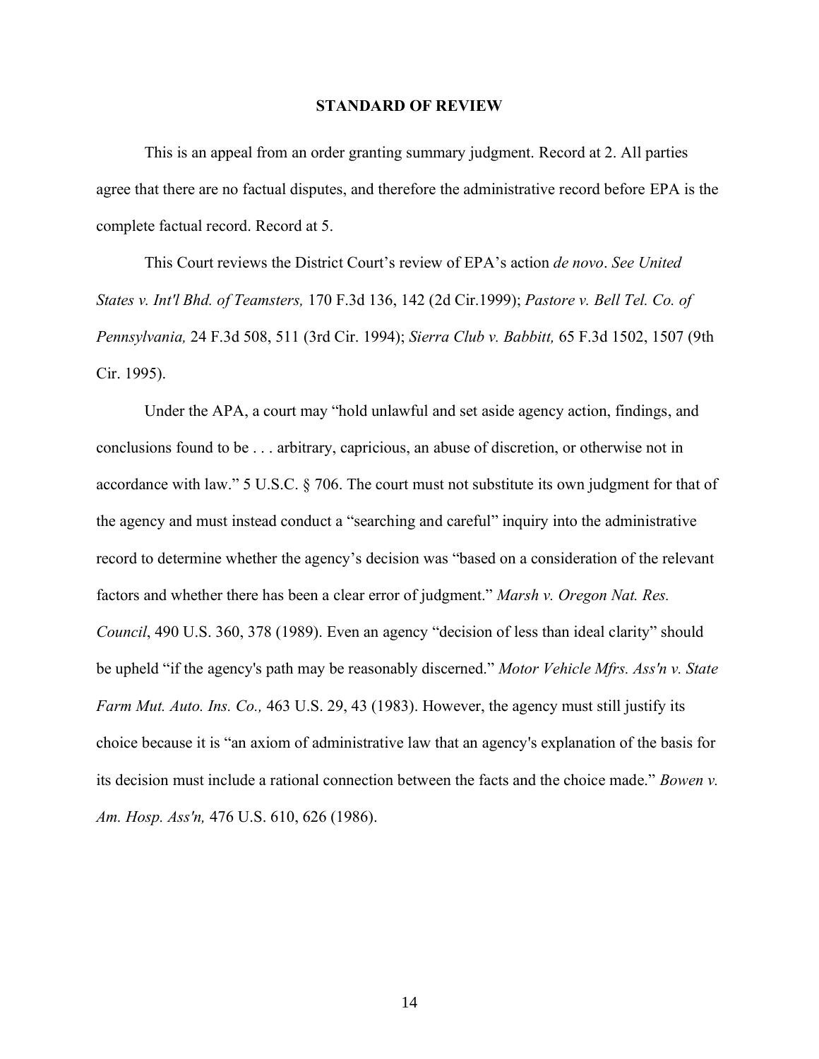## STANDARD OF REVIEW

This is an appeal from an order granting summary judgment. Record at 2. All parties agree that there are no factual disputes, and therefore the administrative record before EPA is the complete factual record. Record at 5.

This Court reviews the District Court's review of EPA's action *de novo*. *See United States v. Int'l Bhd. of Teamsters,* 170 F.3d 136, 142 (2d Cir.1999); *Pastore v. Bell Tel. Co. of Pennsylvania,* 24 F.3d 508, 511 (3rd Cir. 1994); *Sierra Club v. Babbitt,* 65 F.3d 1502, 1507 (9th Cir. 1995).

Under the APA, a court may "hold unlawful and set aside agency action, findings, and conclusions found to be . . . arbitrary, capricious, an abuse of discretion, or otherwise not in accordance with law." 5 U.S.C. § 706. The court must not substitute its own judgment for that of the agency and must instead conduct a "searching and careful" inquiry into the administrative record to determine whether the agency's decision was "based on a consideration of the relevant factors and whether there has been a clear error of judgment." *Marsh v. Oregon Nat. Res. Council*, 490 U.S. 360, 378 (1989). Even an agency "decision of less than ideal clarity" should be upheld "if the agency's path may be reasonably discerned." *Motor Vehicle Mfrs. Ass'n v. State Farm Mut. Auto. Ins. Co.,* 463 U.S. 29, 43 (1983). However, the agency must still justify its choice because it is "an axiom of administrative law that an agency's explanation of the basis for its decision must include a rational connection between the facts and the choice made." *Bowen v. Am. Hosp. Ass'n,* 476 U.S. 610, 626 (1986).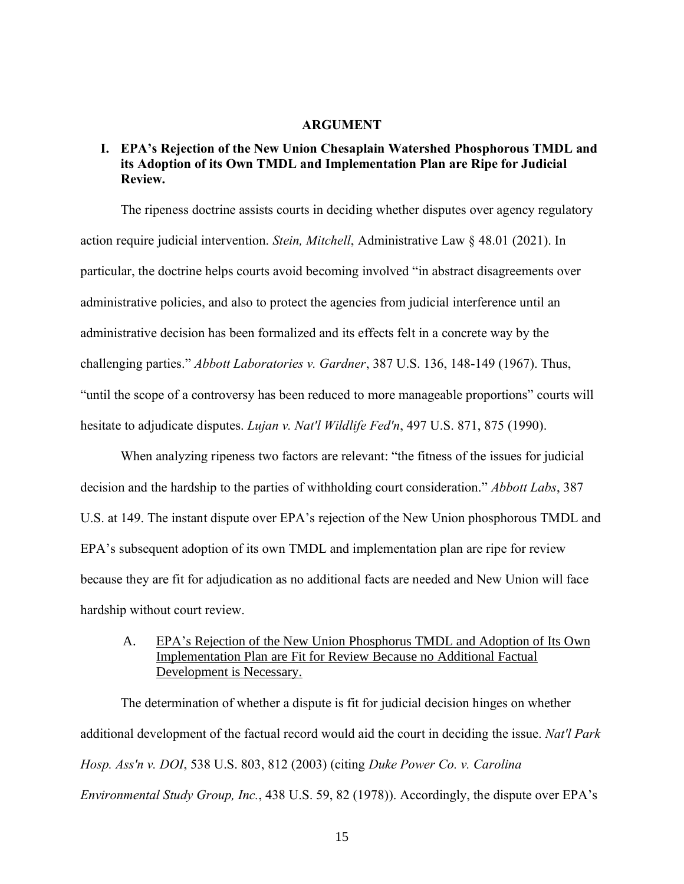## ARGUMENT

### I. EPA's Rejection of the New Union Chesaplain Watershed Phosphorous TMDL and its Adoption of its Own TMDL and Implementation Plan are Ripe for Judicial Review.

The ripeness doctrine assists courts in deciding whether disputes over agency regulatory action require judicial intervention. *Stein, Mitchell*, Administrative Law § 48.01 (2021). In particular, the doctrine helps courts avoid becoming involved "in abstract disagreements over administrative policies, and also to protect the agencies from judicial interference until an administrative decision has been formalized and its effects felt in a concrete way by the challenging parties." *Abbott Laboratories v. Gardner*, 387 U.S. 136, 148-149 (1967). Thus, "until the scope of a controversy has been reduced to more manageable proportions" courts will hesitate to adjudicate disputes. *Lujan v. Nat'l Wildlife Fed'n*, 497 U.S. 871, 875 (1990).

When analyzing ripeness two factors are relevant: "the fitness of the issues for judicial decision and the hardship to the parties of withholding court consideration." *Abbott Labs*, 387 U.S. at 149. The instant dispute over EPA's rejection of the New Union phosphorous TMDL and EPA's subsequent adoption of its own TMDL and implementation plan are ripe for review because they are fit for adjudication as no additional facts are needed and New Union will face hardship without court review.

#### A. EPA's Rejection of the New Union Phosphorus TMDL and Adoption of Its Own Implementation Plan are Fit for Review Because no Additional Factual Development is Necessary.

The determination of whether a dispute is fit for judicial decision hinges on whether additional development of the factual record would aid the court in deciding the issue. *Nat'l Park Hosp. Ass'n v. DOI*, 538 U.S. 803, 812 (2003) (citing *Duke Power Co. v. Carolina Environmental Study Group, Inc.*, 438 U.S. 59, 82 (1978)). Accordingly, the dispute over EPA's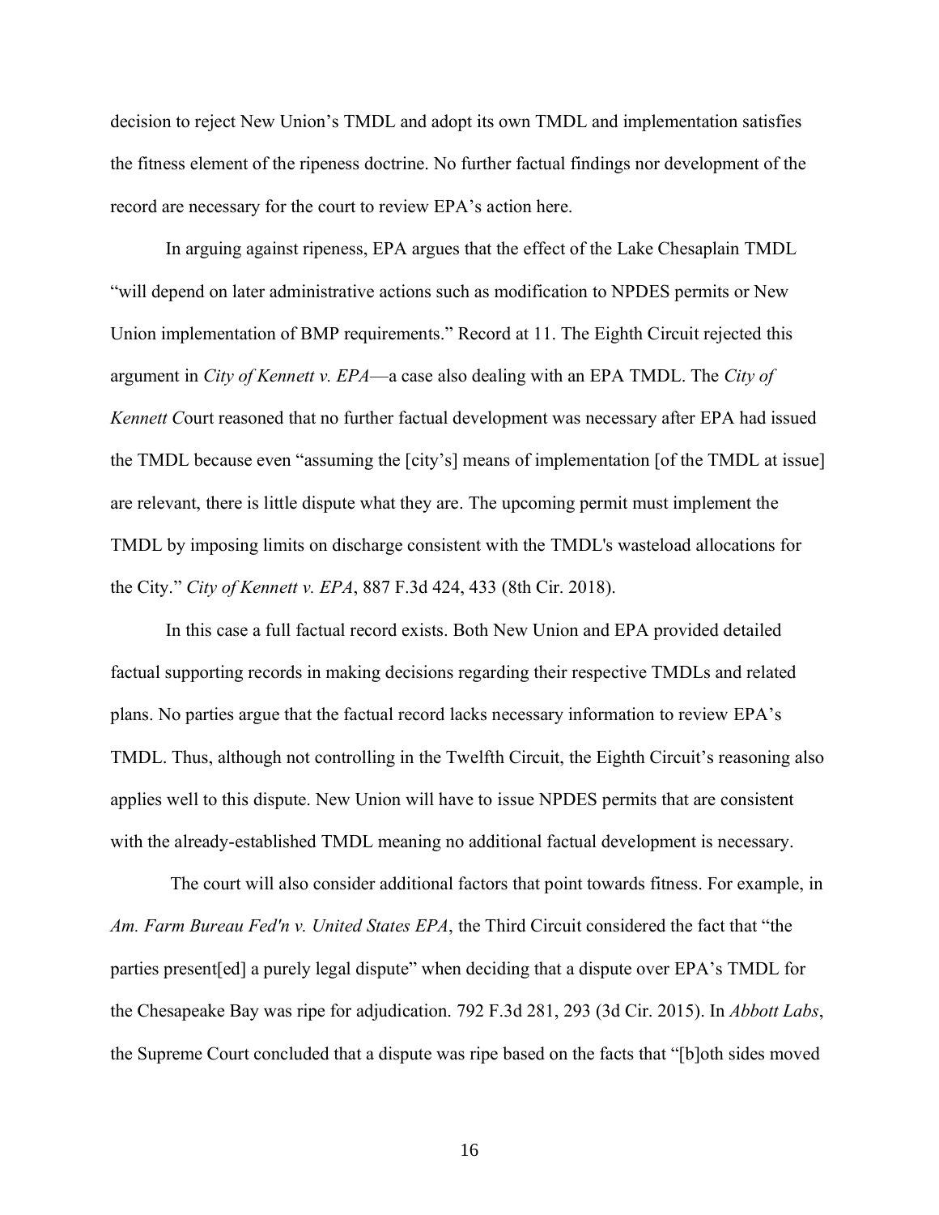decision to reject New Union's TMDL and adopt its own TMDL and implementation satisfies the fitness element of the ripeness doctrine. No further factual findings nor development of the record are necessary for the court to review EPA's action here.

In arguing against ripeness, EPA argues that the effect of the Lake Chesaplain TMDL "will depend on later administrative actions such as modification to NPDES permits or New Union implementation of BMP requirements." Record at 11. The Eighth Circuit rejected this argument in *City of Kennett v. EPA*—a case also dealing with an EPA TMDL. The *City of Kennett C*ourt reasoned that no further factual development was necessary after EPA had issued the TMDL because even "assuming the [city's] means of implementation [of the TMDL at issue] are relevant, there is little dispute what they are. The upcoming permit must implement the TMDL by imposing limits on discharge consistent with the TMDL's wasteload allocations for the City." *City of Kennett v. EPA*, 887 F.3d 424, 433 (8th Cir. 2018).

In this case a full factual record exists. Both New Union and EPA provided detailed factual supporting records in making decisions regarding their respective TMDLs and related plans. No parties argue that the factual record lacks necessary information to review EPA's TMDL. Thus, although not controlling in the Twelfth Circuit, the Eighth Circuit's reasoning also applies well to this dispute. New Union will have to issue NPDES permits that are consistent with the already-established TMDL meaning no additional factual development is necessary.

The court will also consider additional factors that point towards fitness. For example, in *Am. Farm Bureau Fed'n v. United States EPA*, the Third Circuit considered the fact that "the parties present[ed] a purely legal dispute" when deciding that a dispute over EPA's TMDL for the Chesapeake Bay was ripe for adjudication. 792 F.3d 281, 293 (3d Cir. 2015). In *Abbott Labs*, the Supreme Court concluded that a dispute was ripe based on the facts that "[b]oth sides moved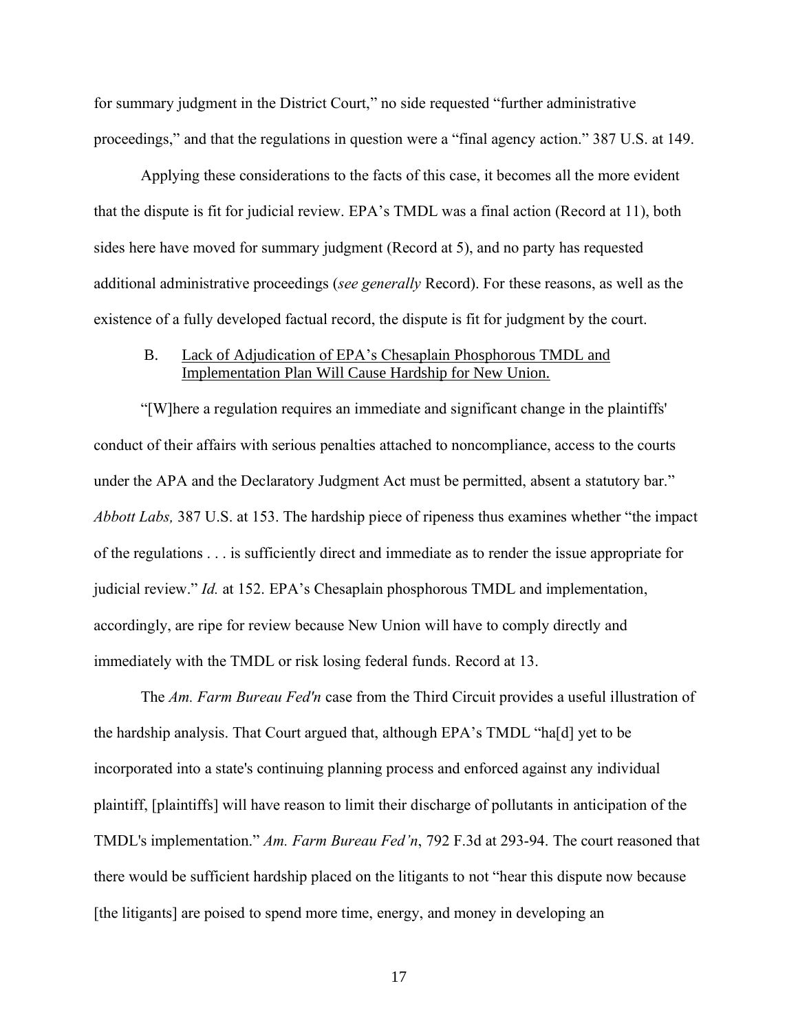for summary judgment in the District Court," no side requested "further administrative proceedings," and that the regulations in question were a "final agency action." 387 U.S. at 149.

Applying these considerations to the facts of this case, it becomes all the more evident that the dispute is fit for judicial review. EPA's TMDL was a final action (Record at 11), both sides here have moved for summary judgment (Record at 5), and no party has requested additional administrative proceedings (*see generally* Record). For these reasons, as well as the existence of a fully developed factual record, the dispute is fit for judgment by the court.

### B. Lack of Adjudication of EPA's Chesaplain Phosphorous TMDL and Implementation Plan Will Cause Hardship for New Union.

"[W]here a regulation requires an immediate and significant change in the plaintiffs' conduct of their affairs with serious penalties attached to noncompliance, access to the courts under the APA and the Declaratory Judgment Act must be permitted, absent a statutory bar." *Abbott Labs,* 387 U.S. at 153. The hardship piece of ripeness thus examines whether "the impact of the regulations . . . is sufficiently direct and immediate as to render the issue appropriate for judicial review." *Id.* at 152. EPA's Chesaplain phosphorous TMDL and implementation, accordingly, are ripe for review because New Union will have to comply directly and immediately with the TMDL or risk losing federal funds. Record at 13.

The *Am. Farm Bureau Fed'n* case from the Third Circuit provides a useful illustration of the hardship analysis. That Court argued that, although EPA's TMDL "ha[d] yet to be incorporated into a state's continuing planning process and enforced against any individual plaintiff, [plaintiffs] will have reason to limit their discharge of pollutants in anticipation of the TMDL's implementation." *Am. Farm Bureau Fed'n*, 792 F.3d at 293-94. The court reasoned that there would be sufficient hardship placed on the litigants to not "hear this dispute now because [the litigants] are poised to spend more time, energy, and money in developing an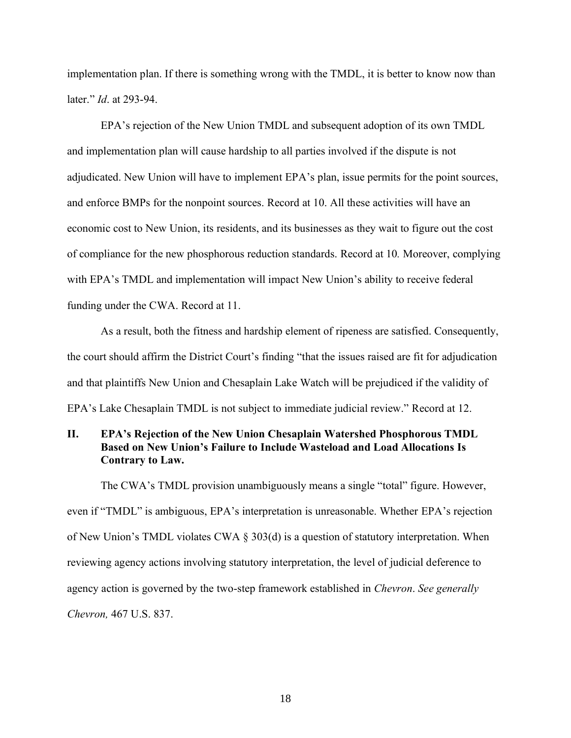implementation plan. If there is something wrong with the TMDL, it is better to know now than later." *Id*. at 293-94.

EPA's rejection of the New Union TMDL and subsequent adoption of its own TMDL and implementation plan will cause hardship to all parties involved if the dispute is not adjudicated. New Union will have to implement EPA's plan, issue permits for the point sources, and enforce BMPs for the nonpoint sources. Record at 10. All these activities will have an economic cost to New Union, its residents, and its businesses as they wait to figure out the cost of compliance for the new phosphorous reduction standards. Record at 10. Moreover, complying with EPA's TMDL and implementation will impact New Union's ability to receive federal funding under the CWA. Record at 11.

As a result, both the fitness and hardship element of ripeness are satisfied. Consequently, the court should affirm the District Court's finding "that the issues raised are fit for adjudication and that plaintiffs New Union and Chesaplain Lake Watch will be prejudiced if the validity of EPA's Lake Chesaplain TMDL is not subject to immediate judicial review." Record at 12.

## II. EPA's Rejection of the New Union Chesaplain Watershed Phosphorous TMDL Based on New Union's Failure to Include Wasteload and Load Allocations Is Contrary to Law.

The CWA's TMDL provision unambiguously means a single "total" figure. However, even if "TMDL" is ambiguous, EPA's interpretation is unreasonable. Whether EPA's rejection of New Union's TMDL violates CWA § 303(d) is a question of statutory interpretation. When reviewing agency actions involving statutory interpretation, the level of judicial deference to agency action is governed by the two-step framework established in *Chevron*. *See generally Chevron,* 467 U.S. 837.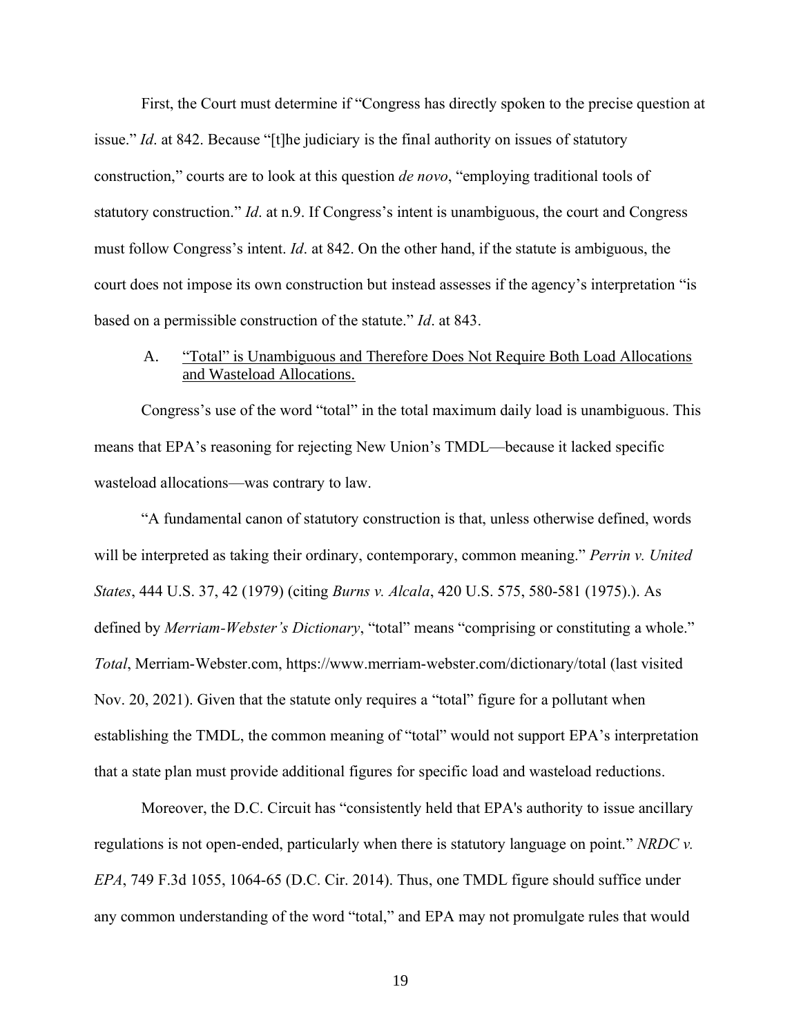First, the Court must determine if "Congress has directly spoken to the precise question at issue." *Id*. at 842. Because "[t]he judiciary is the final authority on issues of statutory construction," courts are to look at this question *de novo*, "employing traditional tools of statutory construction." *Id*. at n.9. If Congress's intent is unambiguous, the court and Congress must follow Congress's intent. *Id*. at 842. On the other hand, if the statute is ambiguous, the court does not impose its own construction but instead assesses if the agency's interpretation "is based on a permissible construction of the statute." *Id*. at 843.

### A. <u>"Total" is Unambiguous and Therefore Does Not Require Both Load Allocations and Wasteload Allocations.</u>

Congress's use of the word "total" in the total maximum daily load is unambiguous. This means that EPA's reasoning for rejecting New Union's TMDL—because it lacked specific wasteload allocations—was contrary to law.

"A fundamental canon of statutory construction is that, unless otherwise defined, words will be interpreted as taking their ordinary, contemporary, common meaning." *Perrin v. United States*, 444 U.S. 37, 42 (1979) (citing *Burns v. Alcala*, 420 U.S. 575, 580-581 (1975).). As defined by *Merriam-Webster's Dictionary*, "total" means "comprising or constituting a whole." *Total*, Merriam-Webster.com, https://www.merriam-webster.com/dictionary/total (last visited Nov. 20, 2021). Given that the statute only requires a "total" figure for a pollutant when establishing the TMDL, the common meaning of "total" would not support EPA's interpretation that a state plan must provide additional figures for specific load and wasteload reductions.

Moreover, the D.C. Circuit has "consistently held that EPA's authority to issue ancillary regulations is not open-ended, particularly when there is statutory language on point." *NRDC v. EPA*, 749 F.3d 1055, 1064-65 (D.C. Cir. 2014). Thus, one TMDL figure should suffice under any common understanding of the word "total," and EPA may not promulgate rules that would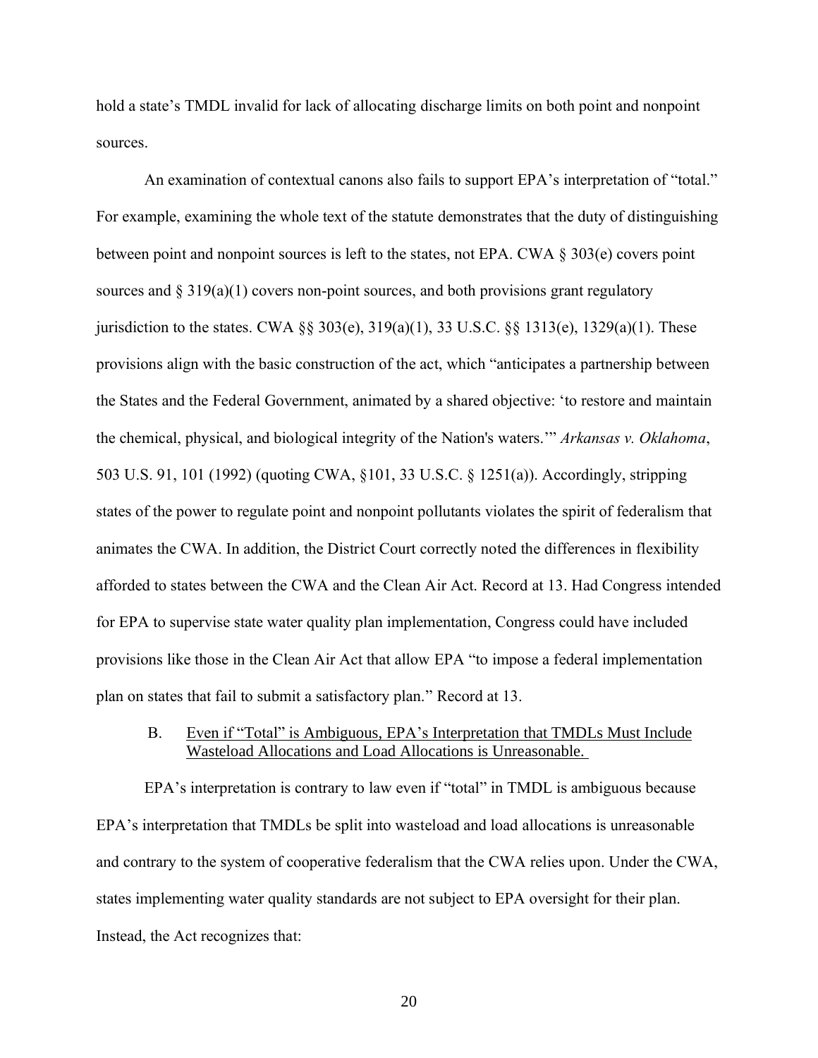hold a state's TMDL invalid for lack of allocating discharge limits on both point and nonpoint sources.

An examination of contextual canons also fails to support EPA's interpretation of "total." For example, examining the whole text of the statute demonstrates that the duty of distinguishing between point and nonpoint sources is left to the states, not EPA. CWA § 303(e) covers point sources and § 319(a)(1) covers non-point sources, and both provisions grant regulatory jurisdiction to the states. CWA §§ 303(e), 319(a)(1), 33 U.S.C. §§ 1313(e), 1329(a)(1). These provisions align with the basic construction of the act, which "anticipates a partnership between the States and the Federal Government, animated by a shared objective: 'to restore and maintain the chemical, physical, and biological integrity of the Nation's waters.'" *Arkansas v. Oklahoma*, 503 U.S. 91, 101 (1992) (quoting CWA, §101, 33 U.S.C. § 1251(a)). Accordingly, stripping states of the power to regulate point and nonpoint pollutants violates the spirit of federalism that animates the CWA. In addition, the District Court correctly noted the differences in flexibility afforded to states between the CWA and the Clean Air Act. Record at 13. Had Congress intended for EPA to supervise state water quality plan implementation, Congress could have included provisions like those in the Clean Air Act that allow EPA "to impose a federal implementation plan on states that fail to submit a satisfactory plan." Record at 13.

### B. Even if "Total" is Ambiguous, EPA's Interpretation that TMDLs Must Include Wasteload Allocations and Load Allocations is Unreasonable.

EPA's interpretation is contrary to law even if "total" in TMDL is ambiguous because EPA's interpretation that TMDLs be split into wasteload and load allocations is unreasonable and contrary to the system of cooperative federalism that the CWA relies upon. Under the CWA, states implementing water quality standards are not subject to EPA oversight for their plan. Instead, the Act recognizes that: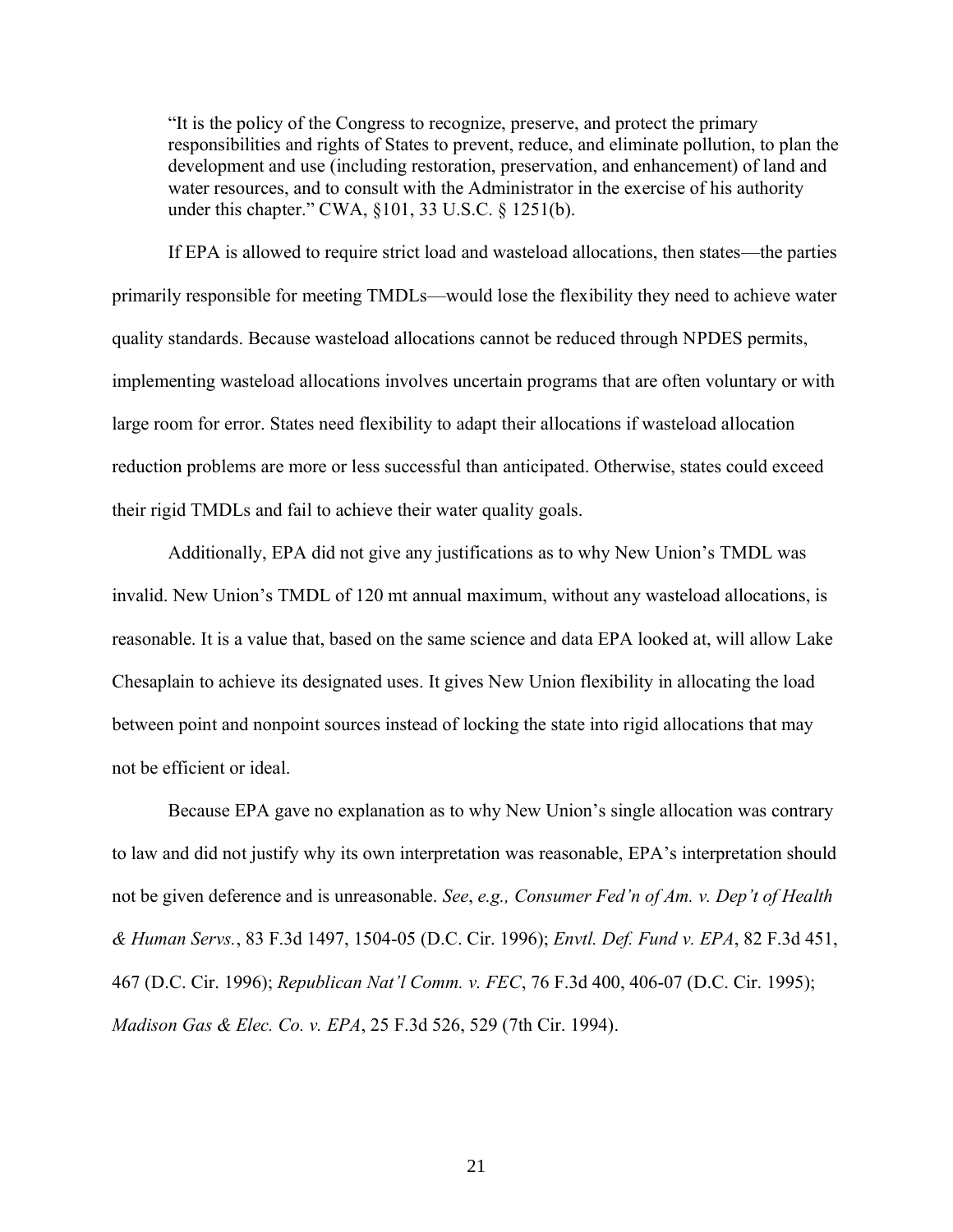> "It is the policy of the Congress to recognize, preserve, and protect the primary responsibilities and rights of States to prevent, reduce, and eliminate pollution, to plan the development and use (including restoration, preservation, and enhancement) of land and water resources, and to consult with the Administrator in the exercise of his authority under this chapter." CWA, §101, 33 U.S.C. § 1251(b).

If EPA is allowed to require strict load and wasteload allocations, then states—the parties primarily responsible for meeting TMDLs—would lose the flexibility they need to achieve water quality standards. Because wasteload allocations cannot be reduced through NPDES permits, implementing wasteload allocations involves uncertain programs that are often voluntary or with large room for error. States need flexibility to adapt their allocations if wasteload allocation reduction problems are more or less successful than anticipated. Otherwise, states could exceed their rigid TMDLs and fail to achieve their water quality goals.

Additionally, EPA did not give any justifications as to why New Union's TMDL was invalid. New Union's TMDL of 120 mt annual maximum, without any wasteload allocations, is reasonable. It is a value that, based on the same science and data EPA looked at, will allow Lake Chesaplain to achieve its designated uses. It gives New Union flexibility in allocating the load between point and nonpoint sources instead of locking the state into rigid allocations that may not be efficient or ideal.

Because EPA gave no explanation as to why New Union's single allocation was contrary to law and did not justify why its own interpretation was reasonable, EPA's interpretation should not be given deference and is unreasonable. *See*, *e.g., Consumer Fed'n of Am. v. Dep't of Health & Human Servs.*, 83 F.3d 1497, 1504-05 (D.C. Cir. 1996); *Envtl. Def. Fund v. EPA*, 82 F.3d 451, 467 (D.C. Cir. 1996); *Republican Nat'l Comm. v. FEC*, 76 F.3d 400, 406-07 (D.C. Cir. 1995); *Madison Gas & Elec. Co. v. EPA*, 25 F.3d 526, 529 (7th Cir. 1994).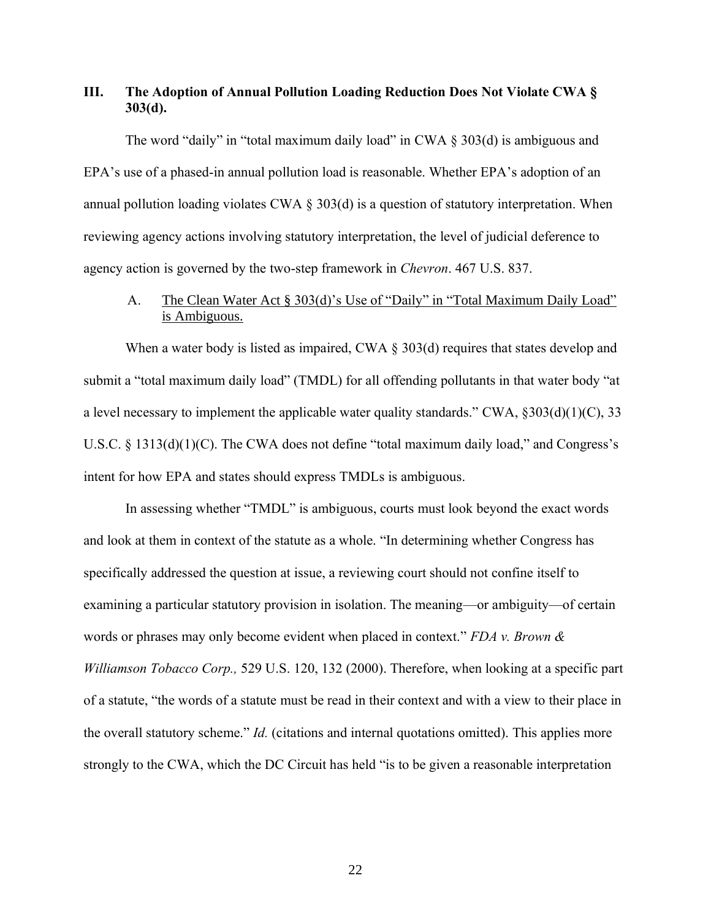## III. The Adoption of Annual Pollution Loading Reduction Does Not Violate CWA § 303(d).

The word "daily" in "total maximum daily load" in CWA § 303(d) is ambiguous and EPA's use of a phased-in annual pollution load is reasonable. Whether EPA's adoption of an annual pollution loading violates CWA § 303(d) is a question of statutory interpretation. When reviewing agency actions involving statutory interpretation, the level of judicial deference to agency action is governed by the two-step framework in *Chevron*. 467 U.S. 837.

### A. The Clean Water Act § 303(d)'s Use of "Daily" in "Total Maximum Daily Load" is Ambiguous.

When a water body is listed as impaired, CWA § 303(d) requires that states develop and submit a "total maximum daily load" (TMDL) for all offending pollutants in that water body "at a level necessary to implement the applicable water quality standards." CWA, §303(d)(1)(C), 33 U.S.C. § 1313(d)(1)(C). The CWA does not define "total maximum daily load," and Congress's intent for how EPA and states should express TMDLs is ambiguous.

In assessing whether "TMDL" is ambiguous, courts must look beyond the exact words and look at them in context of the statute as a whole. "In determining whether Congress has specifically addressed the question at issue, a reviewing court should not confine itself to examining a particular statutory provision in isolation. The meaning—or ambiguity—of certain words or phrases may only become evident when placed in context." *FDA v. Brown & Williamson Tobacco Corp.,* 529 U.S. 120, 132 (2000). Therefore, when looking at a specific part of a statute, "the words of a statute must be read in their context and with a view to their place in the overall statutory scheme." *Id.* (citations and internal quotations omitted). This applies more strongly to the CWA, which the DC Circuit has held "is to be given a reasonable interpretation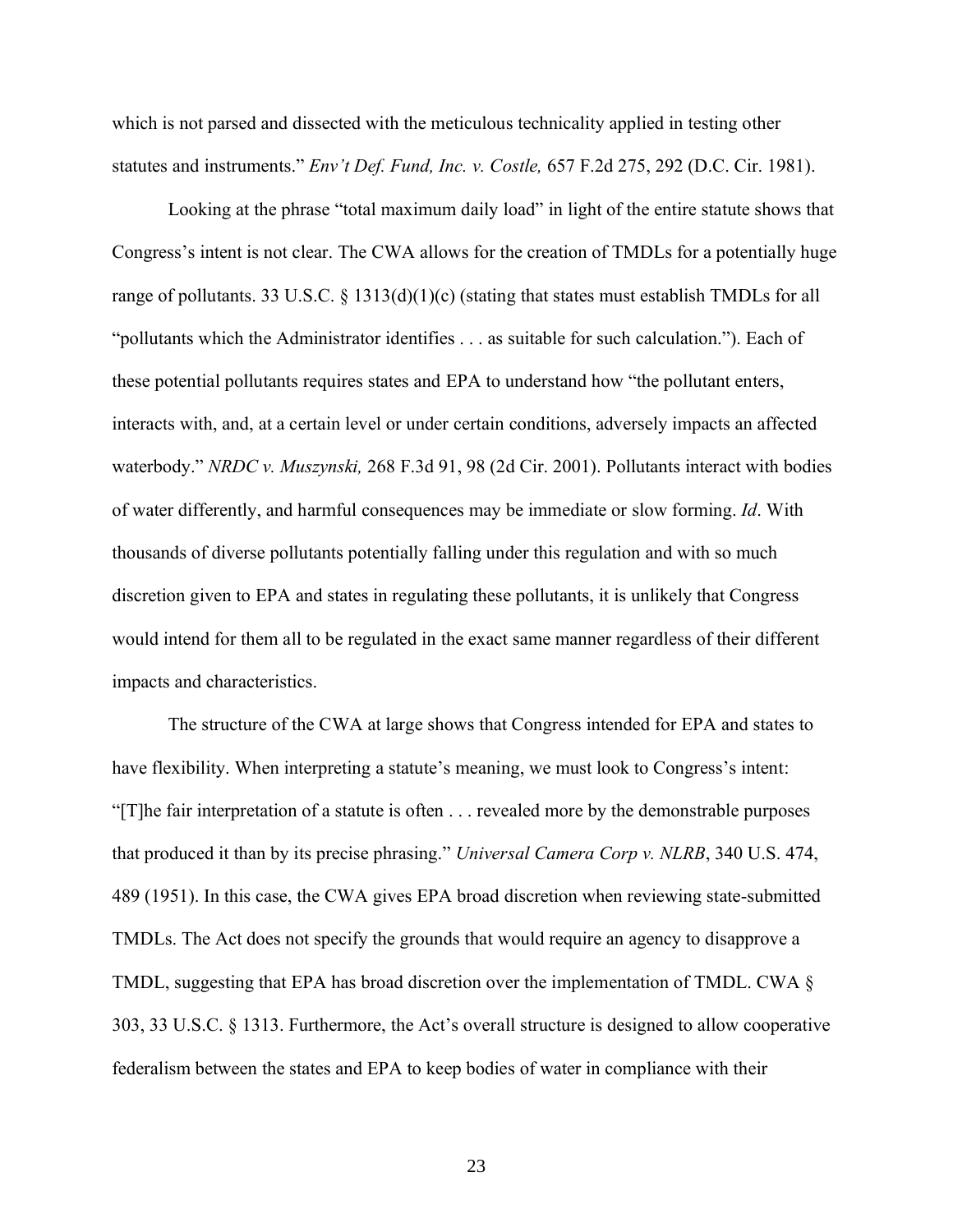which is not parsed and dissected with the meticulous technicality applied in testing other statutes and instruments." *Env't Def. Fund, Inc. v. Costle,* 657 F.2d 275, 292 (D.C. Cir. 1981).

Looking at the phrase "total maximum daily load" in light of the entire statute shows that Congress's intent is not clear. The CWA allows for the creation of TMDLs for a potentially huge range of pollutants. 33 U.S.C. § 1313(d)(1)(c) (stating that states must establish TMDLs for all "pollutants which the Administrator identifies . . . as suitable for such calculation."). Each of these potential pollutants requires states and EPA to understand how "the pollutant enters, interacts with, and, at a certain level or under certain conditions, adversely impacts an affected waterbody." *NRDC v. Muszynski,* 268 F.3d 91, 98 (2d Cir. 2001). Pollutants interact with bodies of water differently, and harmful consequences may be immediate or slow forming. *Id*. With thousands of diverse pollutants potentially falling under this regulation and with so much discretion given to EPA and states in regulating these pollutants, it is unlikely that Congress would intend for them all to be regulated in the exact same manner regardless of their different impacts and characteristics.

The structure of the CWA at large shows that Congress intended for EPA and states to have flexibility. When interpreting a statute's meaning, we must look to Congress's intent: "[T]he fair interpretation of a statute is often . . . revealed more by the demonstrable purposes that produced it than by its precise phrasing." *Universal Camera Corp v. NLRB*, 340 U.S. 474, 489 (1951). In this case, the CWA gives EPA broad discretion when reviewing state-submitted TMDLs. The Act does not specify the grounds that would require an agency to disapprove a TMDL, suggesting that EPA has broad discretion over the implementation of TMDL. CWA § 303, 33 U.S.C. § 1313. Furthermore, the Act's overall structure is designed to allow cooperative federalism between the states and EPA to keep bodies of water in compliance with their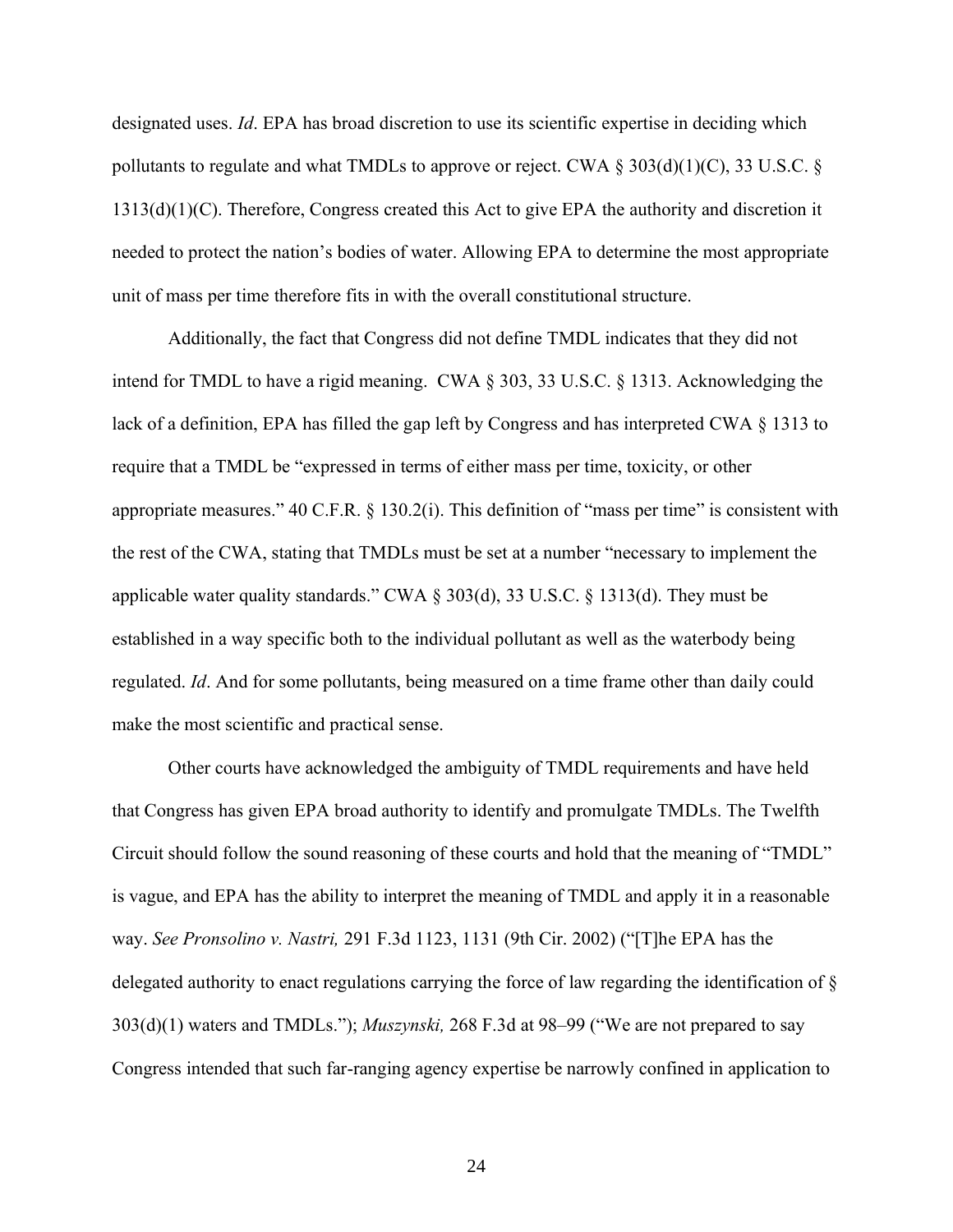designated uses. *Id*. EPA has broad discretion to use its scientific expertise in deciding which pollutants to regulate and what TMDLs to approve or reject. CWA § 303(d)(1)(C), 33 U.S.C. § 1313(d)(1)(C). Therefore, Congress created this Act to give EPA the authority and discretion it needed to protect the nation's bodies of water. Allowing EPA to determine the most appropriate unit of mass per time therefore fits in with the overall constitutional structure.

Additionally, the fact that Congress did not define TMDL indicates that they did not intend for TMDL to have a rigid meaning. CWA § 303, 33 U.S.C. § 1313. Acknowledging the lack of a definition, EPA has filled the gap left by Congress and has interpreted CWA § 1313 to require that a TMDL be "expressed in terms of either mass per time, toxicity, or other appropriate measures." 40 C.F.R. § 130.2(i). This definition of "mass per time" is consistent with the rest of the CWA, stating that TMDLs must be set at a number "necessary to implement the applicable water quality standards." CWA § 303(d), 33 U.S.C. § 1313(d). They must be established in a way specific both to the individual pollutant as well as the waterbody being regulated. *Id*. And for some pollutants, being measured on a time frame other than daily could make the most scientific and practical sense.

Other courts have acknowledged the ambiguity of TMDL requirements and have held that Congress has given EPA broad authority to identify and promulgate TMDLs. The Twelfth Circuit should follow the sound reasoning of these courts and hold that the meaning of "TMDL" is vague, and EPA has the ability to interpret the meaning of TMDL and apply it in a reasonable way. *See Pronsolino v. Nastri,* 291 F.3d 1123, 1131 (9th Cir. 2002) ("[T]he EPA has the delegated authority to enact regulations carrying the force of law regarding the identification of § 303(d)(1) waters and TMDLs."); *Muszynski,* 268 F.3d at 98–99 ("We are not prepared to say Congress intended that such far-ranging agency expertise be narrowly confined in application to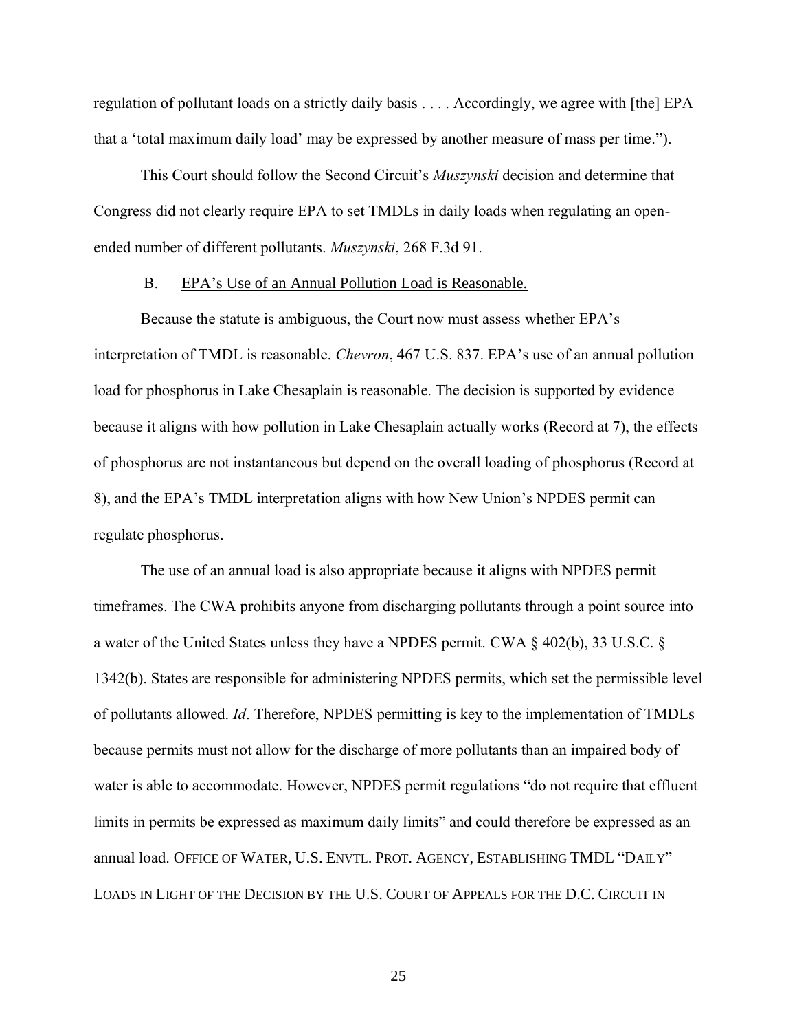regulation of pollutant loads on a strictly daily basis . . . . Accordingly, we agree with [the] EPA that a 'total maximum daily load' may be expressed by another measure of mass per time.").

This Court should follow the Second Circuit's *Muszynski* decision and determine that Congress did not clearly require EPA to set TMDLs in daily loads when regulating an open-ended number of different pollutants. *Muszynski*, 268 F.3d 91.

B. <u>EPA's Use of an Annual Pollution Load is Reasonable.</u>

Because the statute is ambiguous, the Court now must assess whether EPA's interpretation of TMDL is reasonable. *Chevron*, 467 U.S. 837. EPA's use of an annual pollution load for phosphorus in Lake Chesaplain is reasonable. The decision is supported by evidence because it aligns with how pollution in Lake Chesaplain actually works (Record at 7), the effects of phosphorus are not instantaneous but depend on the overall loading of phosphorus (Record at 8), and the EPA's TMDL interpretation aligns with how New Union's NPDES permit can regulate phosphorus.

The use of an annual load is also appropriate because it aligns with NPDES permit timeframes. The CWA prohibits anyone from discharging pollutants through a point source into a water of the United States unless they have a NPDES permit. CWA § 402(b), 33 U.S.C. § 1342(b). States are responsible for administering NPDES permits, which set the permissible level of pollutants allowed. *Id*. Therefore, NPDES permitting is key to the implementation of TMDLs because permits must not allow for the discharge of more pollutants than an impaired body of water is able to accommodate. However, NPDES permit regulations "do not require that effluent limits in permits be expressed as maximum daily limits" and could therefore be expressed as an annual load. OFFICE OF WATER, U.S. ENVTL. PROT. AGENCY, ESTABLISHING TMDL "DAILY" LOADS IN LIGHT OF THE DECISION BY THE U.S. COURT OF APPEALS FOR THE D.C. CIRCUIT IN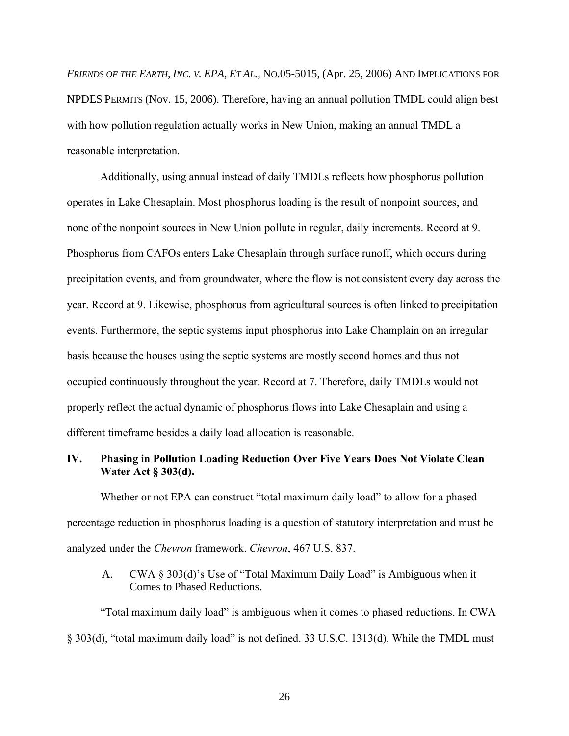*Friends of the Earth, Inc. v. EPA, et al.*, No.05-5015, (Apr. 25, 2006) And Implications for NPDES Permits (Nov. 15, 2006). Therefore, having an annual pollution TMDL could align best with how pollution regulation actually works in New Union, making an annual TMDL a reasonable interpretation.

Additionally, using annual instead of daily TMDLs reflects how phosphorus pollution operates in Lake Chesaplain. Most phosphorus loading is the result of nonpoint sources, and none of the nonpoint sources in New Union pollute in regular, daily increments. Record at 9. Phosphorus from CAFOs enters Lake Chesaplain through surface runoff, which occurs during precipitation events, and from groundwater, where the flow is not consistent every day across the year. Record at 9. Likewise, phosphorus from agricultural sources is often linked to precipitation events. Furthermore, the septic systems input phosphorus into Lake Champlain on an irregular basis because the houses using the septic systems are mostly second homes and thus not occupied continuously throughout the year. Record at 7. Therefore, daily TMDLs would not properly reflect the actual dynamic of phosphorus flows into Lake Chesaplain and using a different timeframe besides a daily load allocation is reasonable.

## IV. Phasing in Pollution Loading Reduction Over Five Years Does Not Violate Clean Water Act § 303(d).

Whether or not EPA can construct "total maximum daily load" to allow for a phased percentage reduction in phosphorus loading is a question of statutory interpretation and must be analyzed under the *Chevron* framework. *Chevron*, 467 U.S. 837.

### A. CWA § 303(d)'s Use of "Total Maximum Daily Load" is Ambiguous when it Comes to Phased Reductions.

"Total maximum daily load" is ambiguous when it comes to phased reductions. In CWA § 303(d), "total maximum daily load" is not defined. 33 U.S.C. 1313(d). While the TMDL must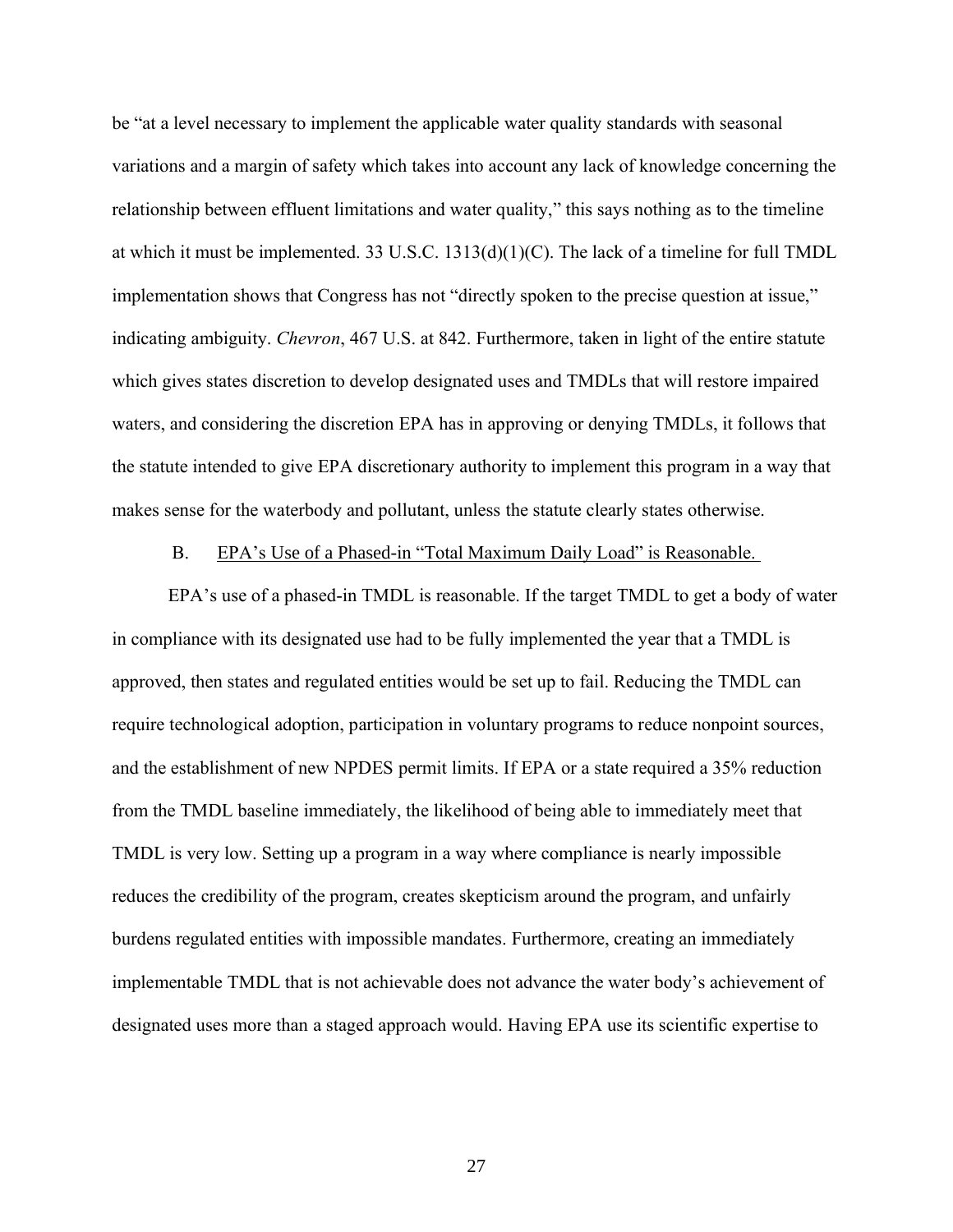be "at a level necessary to implement the applicable water quality standards with seasonal variations and a margin of safety which takes into account any lack of knowledge concerning the relationship between effluent limitations and water quality," this says nothing as to the timeline at which it must be implemented. 33 U.S.C. 1313(d)(1)(C). The lack of a timeline for full TMDL implementation shows that Congress has not "directly spoken to the precise question at issue," indicating ambiguity. *Chevron*, 467 U.S. at 842. Furthermore, taken in light of the entire statute which gives states discretion to develop designated uses and TMDLs that will restore impaired waters, and considering the discretion EPA has in approving or denying TMDLs, it follows that the statute intended to give EPA discretionary authority to implement this program in a way that makes sense for the waterbody and pollutant, unless the statute clearly states otherwise.

### B. EPA's Use of a Phased-in "Total Maximum Daily Load" is Reasonable.

EPA's use of a phased-in TMDL is reasonable. If the target TMDL to get a body of water in compliance with its designated use had to be fully implemented the year that a TMDL is approved, then states and regulated entities would be set up to fail. Reducing the TMDL can require technological adoption, participation in voluntary programs to reduce nonpoint sources, and the establishment of new NPDES permit limits. If EPA or a state required a 35% reduction from the TMDL baseline immediately, the likelihood of being able to immediately meet that TMDL is very low. Setting up a program in a way where compliance is nearly impossible reduces the credibility of the program, creates skepticism around the program, and unfairly burdens regulated entities with impossible mandates. Furthermore, creating an immediately implementable TMDL that is not achievable does not advance the water body's achievement of designated uses more than a staged approach would. Having EPA use its scientific expertise to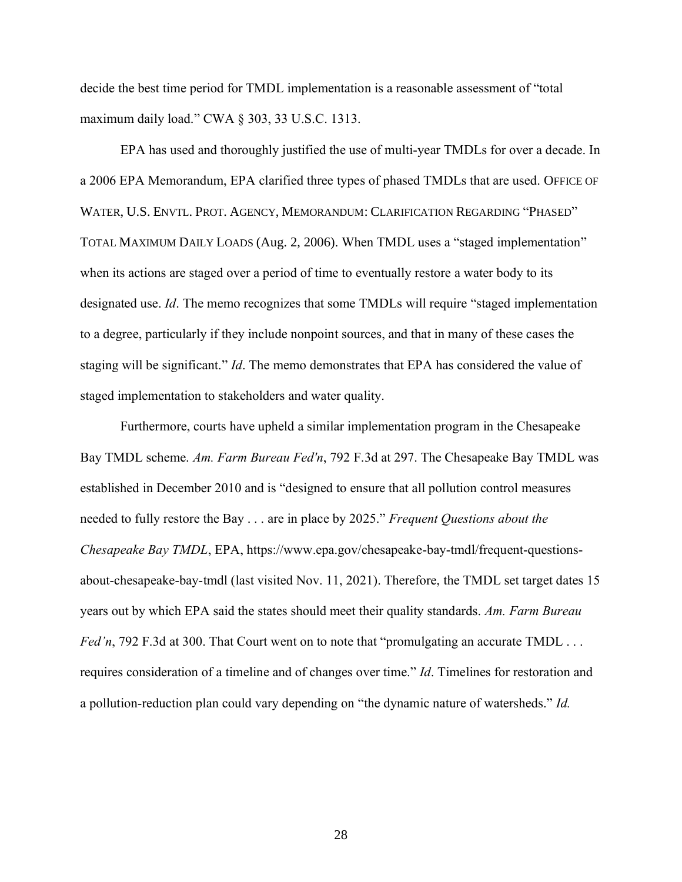decide the best time period for TMDL implementation is a reasonable assessment of "total maximum daily load." CWA § 303, 33 U.S.C. 1313.

EPA has used and thoroughly justified the use of multi-year TMDLs for over a decade. In a 2006 EPA Memorandum, EPA clarified three types of phased TMDLs that are used. OFFICE OF WATER, U.S. ENVTL. PROT. AGENCY, MEMORANDUM: CLARIFICATION REGARDING "PHASED" TOTAL MAXIMUM DAILY LOADS (Aug. 2, 2006). When TMDL uses a "staged implementation" when its actions are staged over a period of time to eventually restore a water body to its designated use. *Id*. The memo recognizes that some TMDLs will require "staged implementation to a degree, particularly if they include nonpoint sources, and that in many of these cases the staging will be significant." *Id*. The memo demonstrates that EPA has considered the value of staged implementation to stakeholders and water quality.

Furthermore, courts have upheld a similar implementation program in the Chesapeake Bay TMDL scheme. *Am. Farm Bureau Fed'n*, 792 F.3d at 297. The Chesapeake Bay TMDL was established in December 2010 and is "designed to ensure that all pollution control measures needed to fully restore the Bay . . . are in place by 2025." *Frequent Questions about the Chesapeake Bay TMDL*, EPA, https://www.epa.gov/chesapeake-bay-tmdl/frequent-questions-about-chesapeake-bay-tmdl (last visited Nov. 11, 2021). Therefore, the TMDL set target dates 15 years out by which EPA said the states should meet their quality standards. *Am. Farm Bureau Fed'n*, 792 F.3d at 300. That Court went on to note that "promulgating an accurate TMDL . . . requires consideration of a timeline and of changes over time." *Id*. Timelines for restoration and a pollution-reduction plan could vary depending on "the dynamic nature of watersheds." *Id.*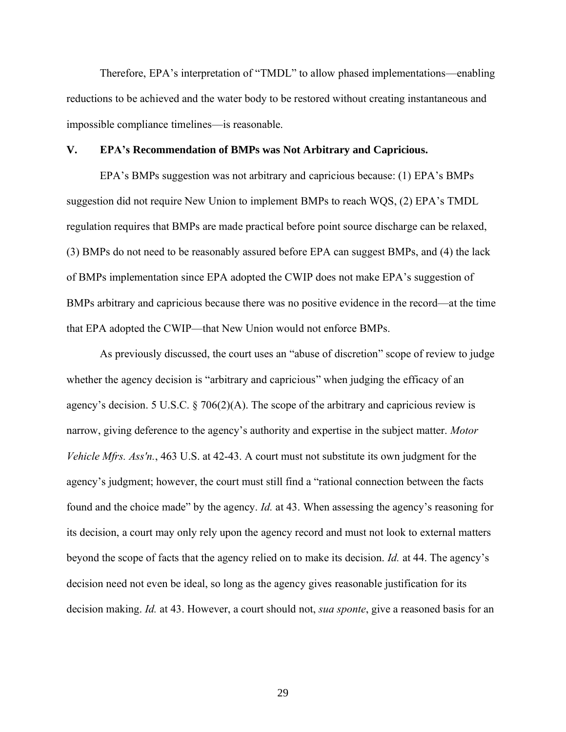Therefore, EPA's interpretation of "TMDL" to allow phased implementations—enabling reductions to be achieved and the water body to be restored without creating instantaneous and impossible compliance timelines—is reasonable.

## V. EPA's Recommendation of BMPs was Not Arbitrary and Capricious.

EPA's BMPs suggestion was not arbitrary and capricious because: (1) EPA's BMPs suggestion did not require New Union to implement BMPs to reach WQS, (2) EPA's TMDL regulation requires that BMPs are made practical before point source discharge can be relaxed, (3) BMPs do not need to be reasonably assured before EPA can suggest BMPs, and (4) the lack of BMPs implementation since EPA adopted the CWIP does not make EPA's suggestion of BMPs arbitrary and capricious because there was no positive evidence in the record—at the time that EPA adopted the CWIP—that New Union would not enforce BMPs.

As previously discussed, the court uses an "abuse of discretion" scope of review to judge whether the agency decision is "arbitrary and capricious" when judging the efficacy of an agency's decision. 5 U.S.C. § 706(2)(A). The scope of the arbitrary and capricious review is narrow, giving deference to the agency's authority and expertise in the subject matter. *Motor Vehicle Mfrs. Ass'n.*, 463 U.S. at 42-43. A court must not substitute its own judgment for the agency's judgment; however, the court must still find a "rational connection between the facts found and the choice made" by the agency. *Id.* at 43. When assessing the agency's reasoning for its decision, a court may only rely upon the agency record and must not look to external matters beyond the scope of facts that the agency relied on to make its decision. *Id.* at 44. The agency's decision need not even be ideal, so long as the agency gives reasonable justification for its decision making. *Id.* at 43. However, a court should not, *sua sponte*, give a reasoned basis for an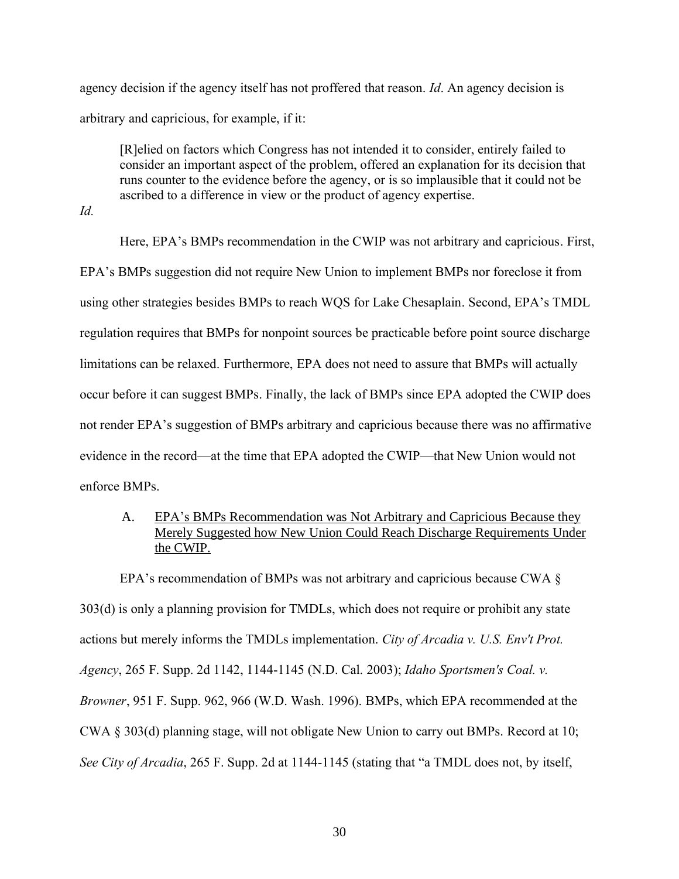agency decision if the agency itself has not proffered that reason. *Id*. An agency decision is arbitrary and capricious, for example, if it:

> [R]elied on factors which Congress has not intended it to consider, entirely failed to consider an important aspect of the problem, offered an explanation for its decision that runs counter to the evidence before the agency, or is so implausible that it could not be ascribed to a difference in view or the product of agency expertise.

*Id.*

Here, EPA's BMPs recommendation in the CWIP was not arbitrary and capricious. First, EPA's BMPs suggestion did not require New Union to implement BMPs nor foreclose it from using other strategies besides BMPs to reach WQS for Lake Chesaplain. Second, EPA's TMDL regulation requires that BMPs for nonpoint sources be practicable before point source discharge limitations can be relaxed. Furthermore, EPA does not need to assure that BMPs will actually occur before it can suggest BMPs. Finally, the lack of BMPs since EPA adopted the CWIP does not render EPA's suggestion of BMPs arbitrary and capricious because there was no affirmative evidence in the record—at the time that EPA adopted the CWIP—that New Union would not enforce BMPs.

### A. <u>EPA's BMPs Recommendation was Not Arbitrary and Capricious Because they Merely Suggested how New Union Could Reach Discharge Requirements Under the CWIP.</u>

EPA's recommendation of BMPs was not arbitrary and capricious because CWA § 303(d) is only a planning provision for TMDLs, which does not require or prohibit any state actions but merely informs the TMDLs implementation. *City of Arcadia v. U.S. Env't Prot. Agency*, 265 F. Supp. 2d 1142, 1144-1145 (N.D. Cal. 2003); *Idaho Sportsmen's Coal. v. Browner*, 951 F. Supp. 962, 966 (W.D. Wash. 1996). BMPs, which EPA recommended at the CWA § 303(d) planning stage, will not obligate New Union to carry out BMPs. Record at 10; *See City of Arcadia*, 265 F. Supp. 2d at 1144-1145 (stating that "a TMDL does not, by itself,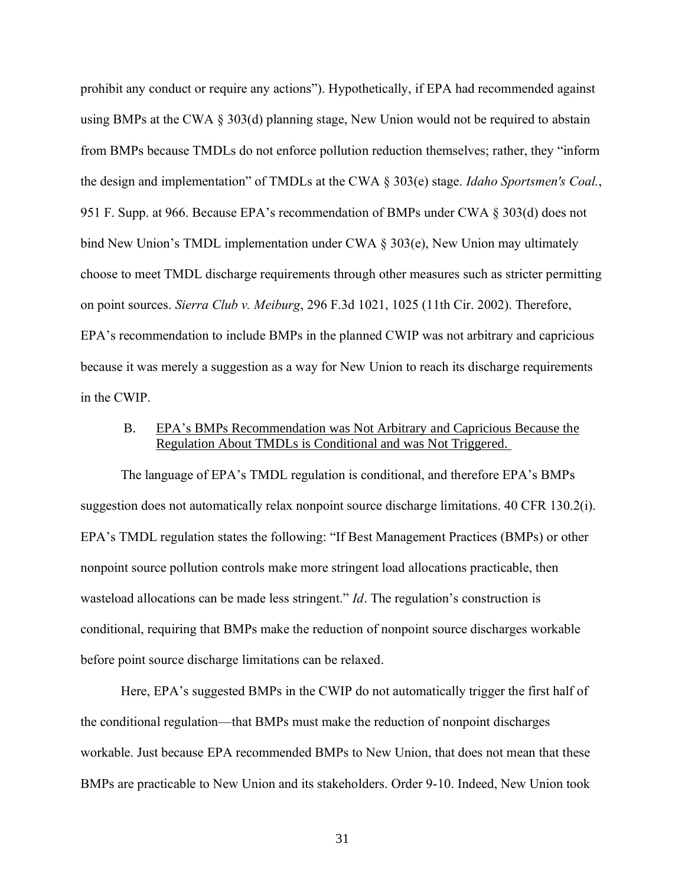prohibit any conduct or require any actions"). Hypothetically, if EPA had recommended against using BMPs at the CWA § 303(d) planning stage, New Union would not be required to abstain from BMPs because TMDLs do not enforce pollution reduction themselves; rather, they "inform the design and implementation" of TMDLs at the CWA § 303(e) stage. *Idaho Sportsmen's Coal.*, 951 F. Supp. at 966. Because EPA's recommendation of BMPs under CWA § 303(d) does not bind New Union's TMDL implementation under CWA § 303(e), New Union may ultimately choose to meet TMDL discharge requirements through other measures such as stricter permitting on point sources. *Sierra Club v. Meiburg*, 296 F.3d 1021, 1025 (11th Cir. 2002). Therefore, EPA's recommendation to include BMPs in the planned CWIP was not arbitrary and capricious because it was merely a suggestion as a way for New Union to reach its discharge requirements in the CWIP.

### B. EPA's BMPs Recommendation was Not Arbitrary and Capricious Because the Regulation About TMDLs is Conditional and was Not Triggered.

The language of EPA's TMDL regulation is conditional, and therefore EPA's BMPs suggestion does not automatically relax nonpoint source discharge limitations. 40 CFR 130.2(i). EPA's TMDL regulation states the following: "If Best Management Practices (BMPs) or other nonpoint source pollution controls make more stringent load allocations practicable, then wasteload allocations can be made less stringent." *Id*. The regulation's construction is conditional, requiring that BMPs make the reduction of nonpoint source discharges workable before point source discharge limitations can be relaxed.

Here, EPA's suggested BMPs in the CWIP do not automatically trigger the first half of the conditional regulation—that BMPs must make the reduction of nonpoint discharges workable. Just because EPA recommended BMPs to New Union, that does not mean that these BMPs are practicable to New Union and its stakeholders. Order 9-10. Indeed, New Union took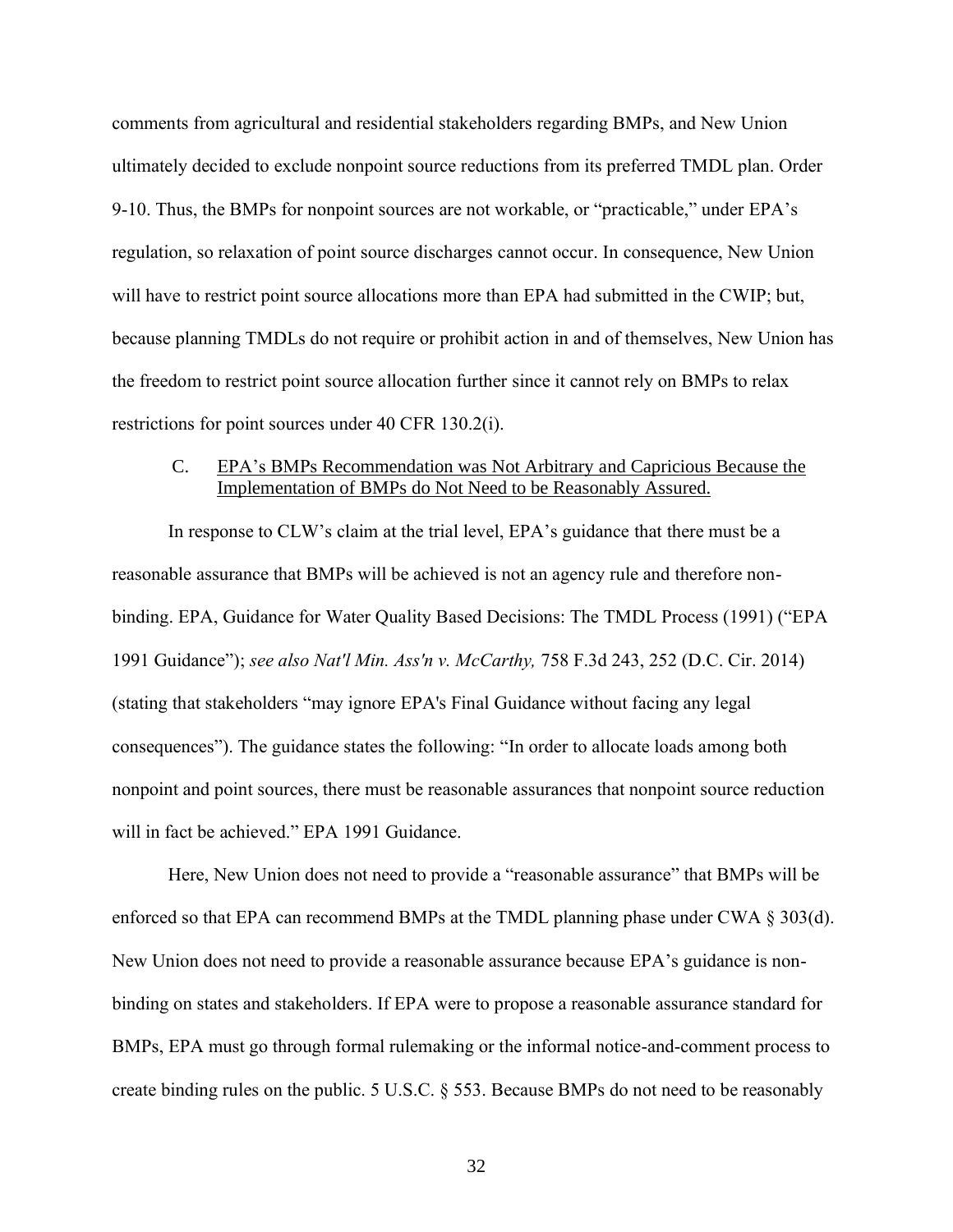comments from agricultural and residential stakeholders regarding BMPs, and New Union ultimately decided to exclude nonpoint source reductions from its preferred TMDL plan. Order 9-10. Thus, the BMPs for nonpoint sources are not workable, or "practicable," under EPA's regulation, so relaxation of point source discharges cannot occur. In consequence, New Union will have to restrict point source allocations more than EPA had submitted in the CWIP; but, because planning TMDLs do not require or prohibit action in and of themselves, New Union has the freedom to restrict point source allocation further since it cannot rely on BMPs to relax restrictions for point sources under 40 CFR 130.2(i).

### C. EPA's BMPs Recommendation was Not Arbitrary and Capricious Because the Implementation of BMPs do Not Need to be Reasonably Assured.

In response to CLW's claim at the trial level, EPA's guidance that there must be a reasonable assurance that BMPs will be achieved is not an agency rule and therefore non-binding. EPA, Guidance for Water Quality Based Decisions: The TMDL Process (1991) ("EPA 1991 Guidance"); *see also Nat'l Min. Ass'n v. McCarthy,* 758 F.3d 243, 252 (D.C. Cir. 2014) (stating that stakeholders "may ignore EPA's Final Guidance without facing any legal consequences"). The guidance states the following: "In order to allocate loads among both nonpoint and point sources, there must be reasonable assurances that nonpoint source reduction will in fact be achieved." EPA 1991 Guidance.

Here, New Union does not need to provide a "reasonable assurance" that BMPs will be enforced so that EPA can recommend BMPs at the TMDL planning phase under CWA § 303(d). New Union does not need to provide a reasonable assurance because EPA's guidance is non-binding on states and stakeholders. If EPA were to propose a reasonable assurance standard for BMPs, EPA must go through formal rulemaking or the informal notice-and-comment process to create binding rules on the public. 5 U.S.C. § 553. Because BMPs do not need to be reasonably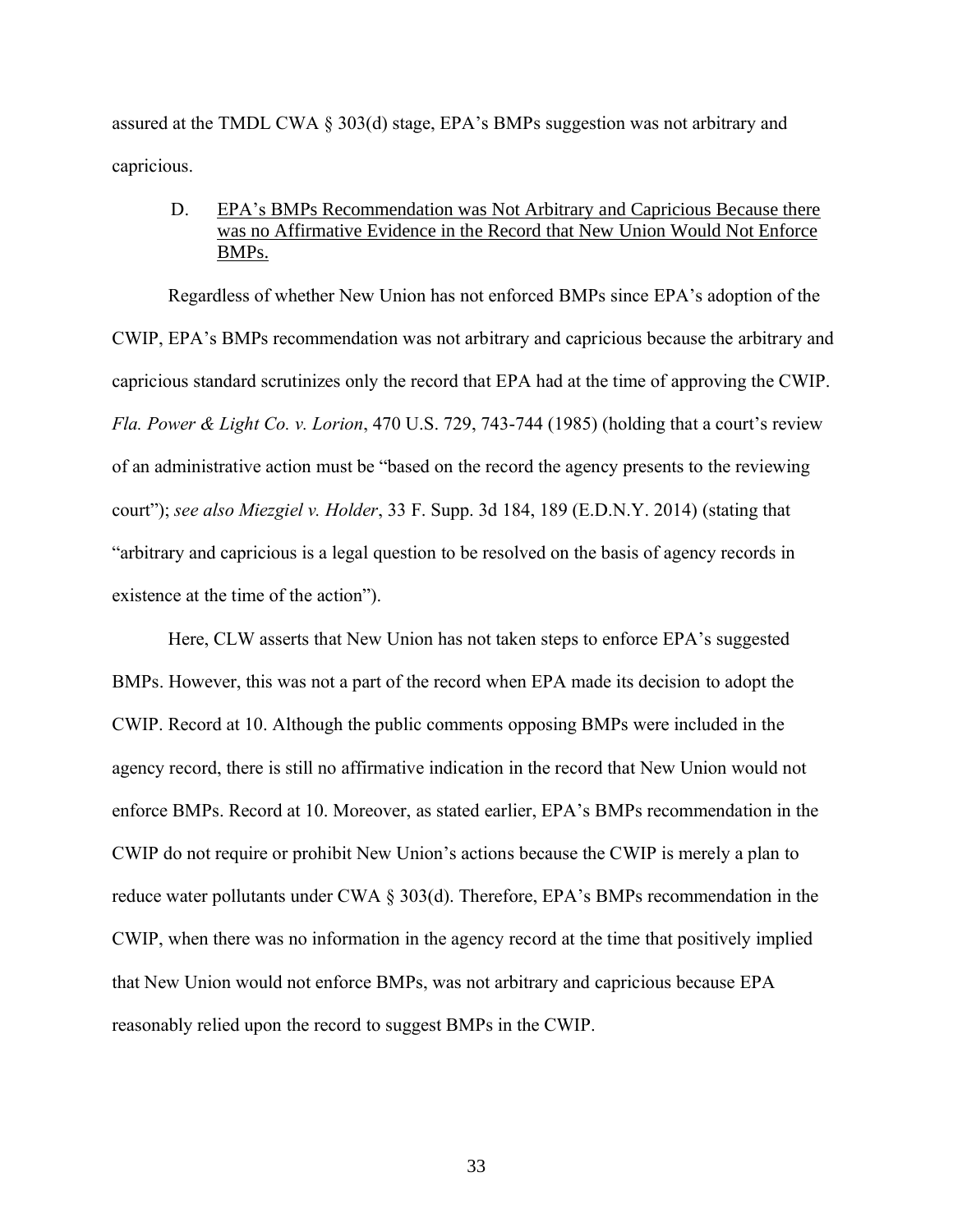assured at the TMDL CWA § 303(d) stage, EPA's BMPs suggestion was not arbitrary and capricious.

### D. <u>EPA's BMPs Recommendation was Not Arbitrary and Capricious Because there was no Affirmative Evidence in the Record that New Union Would Not Enforce BMPs.</u>

Regardless of whether New Union has not enforced BMPs since EPA's adoption of the CWIP, EPA's BMPs recommendation was not arbitrary and capricious because the arbitrary and capricious standard scrutinizes only the record that EPA had at the time of approving the CWIP. *Fla. Power & Light Co. v. Lorion*, 470 U.S. 729, 743-744 (1985) (holding that a court's review of an administrative action must be "based on the record the agency presents to the reviewing court"); *see also Miezgiel v. Holder*, 33 F. Supp. 3d 184, 189 (E.D.N.Y. 2014) (stating that "arbitrary and capricious is a legal question to be resolved on the basis of agency records in existence at the time of the action").

Here, CLW asserts that New Union has not taken steps to enforce EPA's suggested BMPs. However, this was not a part of the record when EPA made its decision to adopt the CWIP. Record at 10. Although the public comments opposing BMPs were included in the agency record, there is still no affirmative indication in the record that New Union would not enforce BMPs. Record at 10. Moreover, as stated earlier, EPA's BMPs recommendation in the CWIP do not require or prohibit New Union's actions because the CWIP is merely a plan to reduce water pollutants under CWA § 303(d). Therefore, EPA's BMPs recommendation in the CWIP, when there was no information in the agency record at the time that positively implied that New Union would not enforce BMPs, was not arbitrary and capricious because EPA reasonably relied upon the record to suggest BMPs in the CWIP.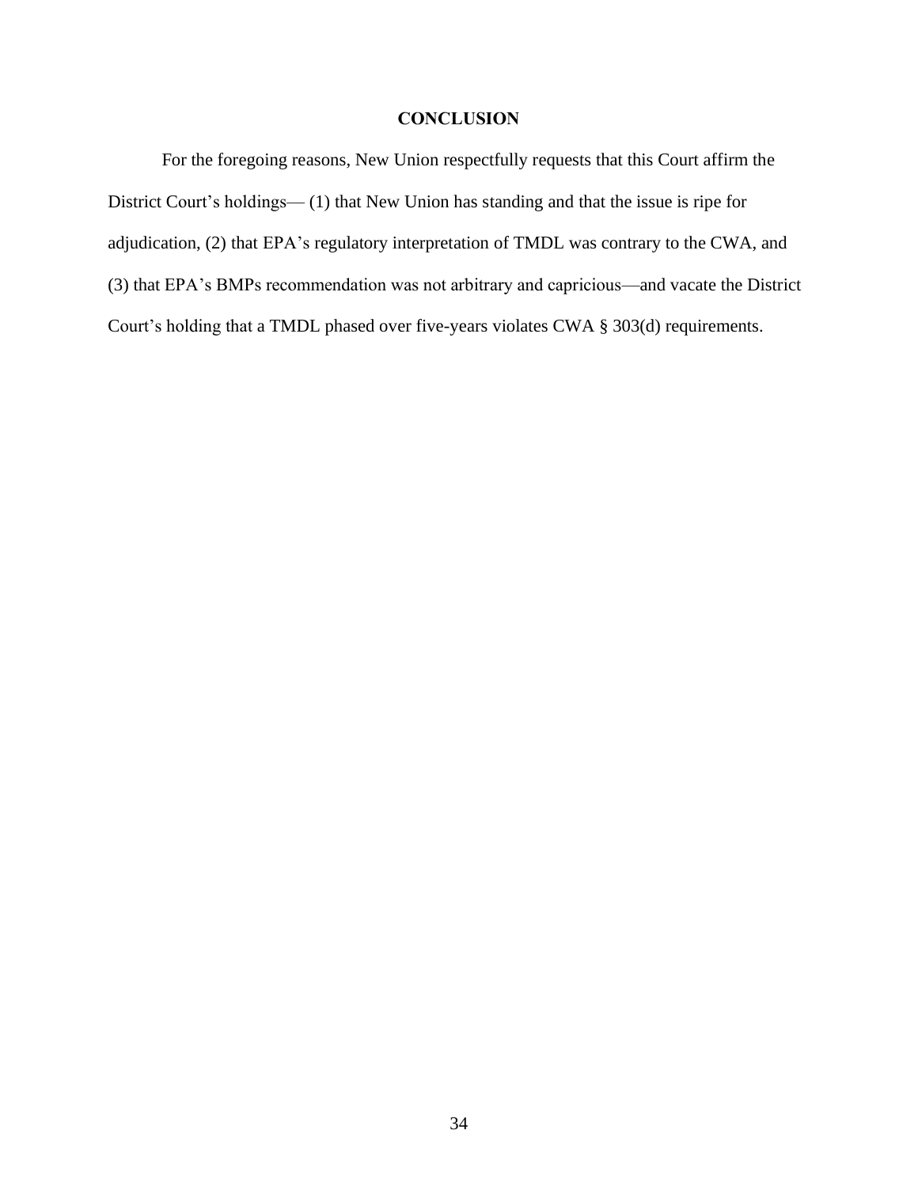# CONCLUSION

For the foregoing reasons, New Union respectfully requests that this Court affirm the District Court's holdings— (1) that New Union has standing and that the issue is ripe for adjudication, (2) that EPA's regulatory interpretation of TMDL was contrary to the CWA, and (3) that EPA's BMPs recommendation was not arbitrary and capricious—and vacate the District Court's holding that a TMDL phased over five-years violates CWA § 303(d) requirements.